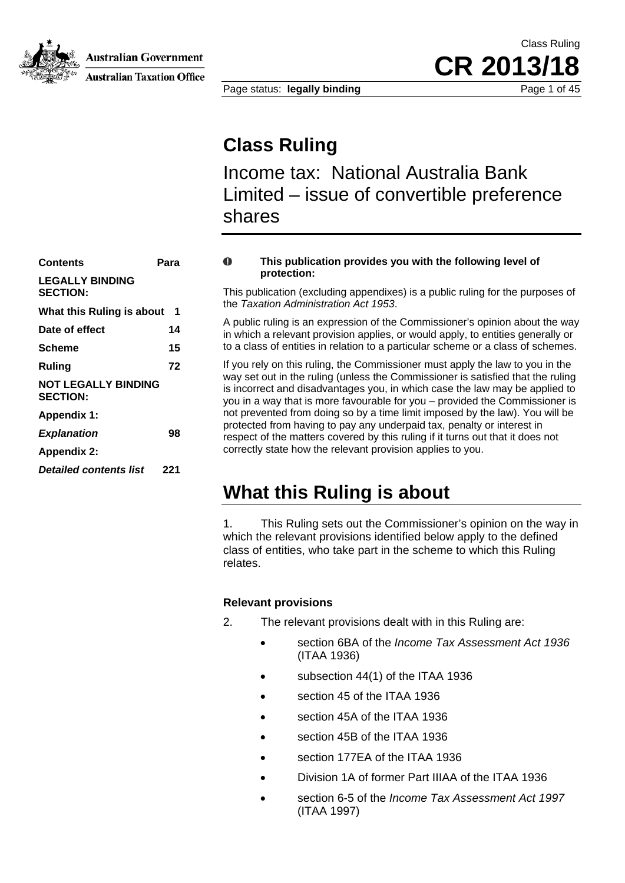# Class Ruling

Income tax: National Australia Bank Limited – issue of convertible preference shares

| Contents | Para |
| --- | --- |
| **LEGALLY BINDING SECTION:** | |
| **What this Ruling is about** | **1** |
| **Date of effect** | **14** |
| **Scheme** | **15** |
| **Ruling** | **72** |
| **NOT LEGALLY BINDING SECTION:** | |
| **Appendix 1:** | |
| ***Explanation*** | **98** |
| **Appendix 2:** | |
| ***Detailed contents list*** | **221** |

**This publication provides you with the following level of protection:**

This publication (excluding appendixes) is a public ruling for the purposes of the *Taxation Administration Act 1953*.

A public ruling is an expression of the Commissioner's opinion about the way in which a relevant provision applies, or would apply, to entities generally or to a class of entities in relation to a particular scheme or a class of schemes.

If you rely on this ruling, the Commissioner must apply the law to you in the way set out in the ruling (unless the Commissioner is satisfied that the ruling is incorrect and disadvantages you, in which case the law may be applied to you in a way that is more favourable for you – provided the Commissioner is not prevented from doing so by a time limit imposed by the law). You will be protected from having to pay any underpaid tax, penalty or interest in respect of the matters covered by this ruling if it turns out that it does not correctly state how the relevant provision applies to you.

## What this Ruling is about

1. This Ruling sets out the Commissioner's opinion on the way in which the relevant provisions identified below apply to the defined class of entities, who take part in the scheme to which this Ruling relates.

### Relevant provisions

2. The relevant provisions dealt with in this Ruling are:

- section 6BA of the *Income Tax Assessment Act 1936* (ITAA 1936)
- subsection 44(1) of the ITAA 1936
- section 45 of the ITAA 1936
- section 45A of the ITAA 1936
- section 45B of the ITAA 1936
- section 177EA of the ITAA 1936
- Division 1A of former Part IIIAA of the ITAA 1936
- section 6-5 of the *Income Tax Assessment Act 1997* (ITAA 1997)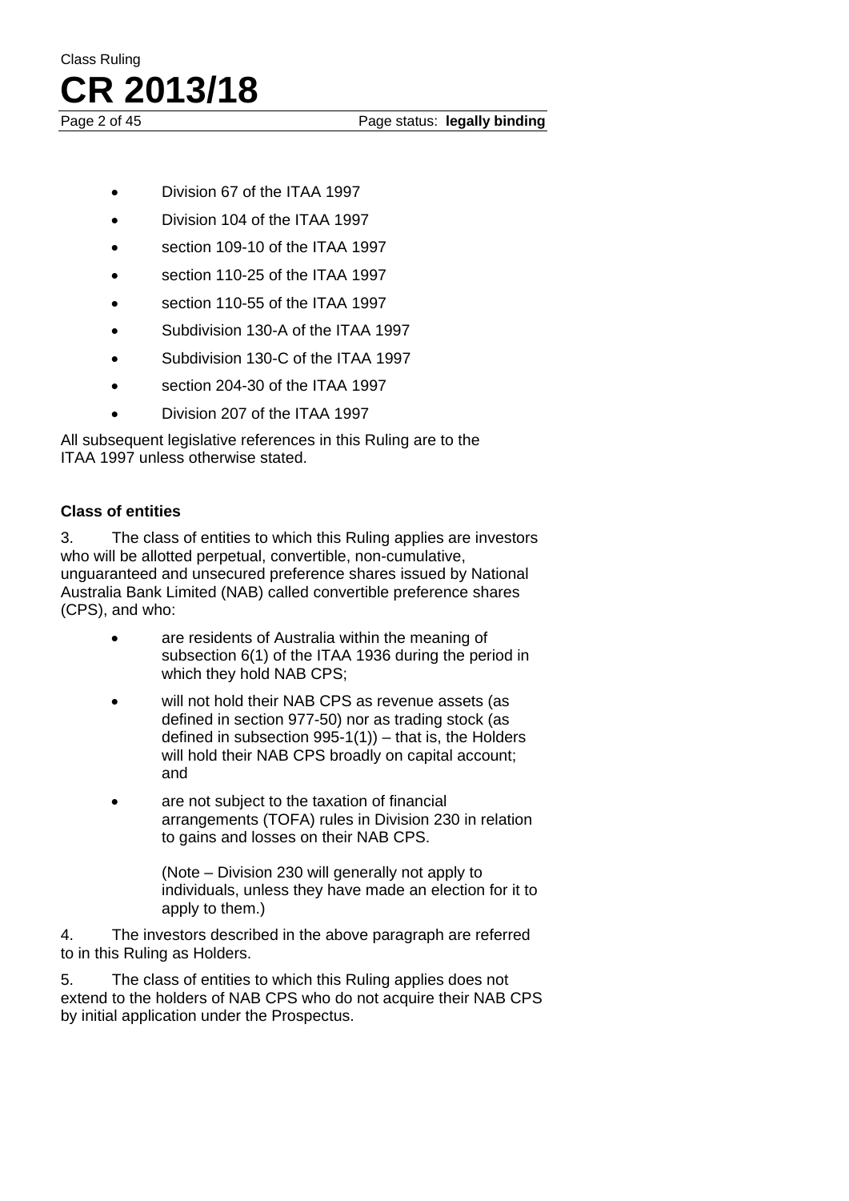- Division 67 of the ITAA 1997
- Division 104 of the ITAA 1997
- section 109-10 of the ITAA 1997
- section 110-25 of the ITAA 1997
- section 110-55 of the ITAA 1997
- Subdivision 130-A of the ITAA 1997
- Subdivision 130-C of the ITAA 1997
- section 204-30 of the ITAA 1997
- Division 207 of the ITAA 1997

All subsequent legislative references in this Ruling are to the ITAA 1997 unless otherwise stated.

**Class of entities**

3. The class of entities to which this Ruling applies are investors who will be allotted perpetual, convertible, non-cumulative, unguaranteed and unsecured preference shares issued by National Australia Bank Limited (NAB) called convertible preference shares (CPS), and who:

- are residents of Australia within the meaning of subsection 6(1) of the ITAA 1936 during the period in which they hold NAB CPS;
- will not hold their NAB CPS as revenue assets (as defined in section 977-50) nor as trading stock (as defined in subsection 995-1(1)) – that is, the Holders will hold their NAB CPS broadly on capital account; and
- are not subject to the taxation of financial arrangements (TOFA) rules in Division 230 in relation to gains and losses on their NAB CPS.

  (Note – Division 230 will generally not apply to individuals, unless they have made an election for it to apply to them.)

4. The investors described in the above paragraph are referred to in this Ruling as Holders.

5. The class of entities to which this Ruling applies does not extend to the holders of NAB CPS who do not acquire their NAB CPS by initial application under the Prospectus.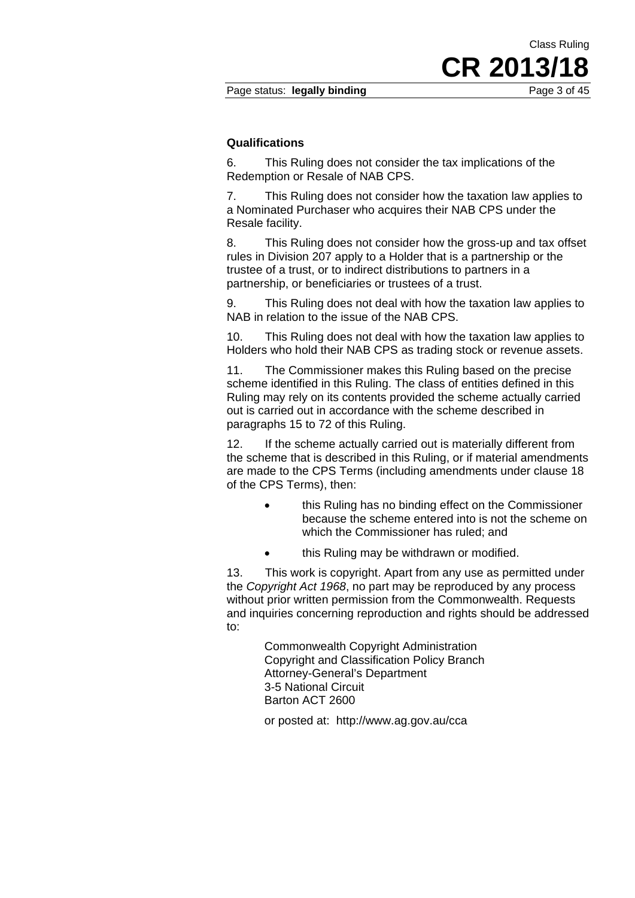**Qualifications**

6. This Ruling does not consider the tax implications of the Redemption or Resale of NAB CPS.

7. This Ruling does not consider how the taxation law applies to a Nominated Purchaser who acquires their NAB CPS under the Resale facility.

8. This Ruling does not consider how the gross-up and tax offset rules in Division 207 apply to a Holder that is a partnership or the trustee of a trust, or to indirect distributions to partners in a partnership, or beneficiaries or trustees of a trust.

9. This Ruling does not deal with how the taxation law applies to NAB in relation to the issue of the NAB CPS.

10. This Ruling does not deal with how the taxation law applies to Holders who hold their NAB CPS as trading stock or revenue assets.

11. The Commissioner makes this Ruling based on the precise scheme identified in this Ruling. The class of entities defined in this Ruling may rely on its contents provided the scheme actually carried out is carried out in accordance with the scheme described in paragraphs 15 to 72 of this Ruling.

12. If the scheme actually carried out is materially different from the scheme that is described in this Ruling, or if material amendments are made to the CPS Terms (including amendments under clause 18 of the CPS Terms), then:

- this Ruling has no binding effect on the Commissioner because the scheme entered into is not the scheme on which the Commissioner has ruled; and
- this Ruling may be withdrawn or modified.

13. This work is copyright. Apart from any use as permitted under the *Copyright Act 1968*, no part may be reproduced by any process without prior written permission from the Commonwealth. Requests and inquiries concerning reproduction and rights should be addressed to:

Commonwealth Copyright Administration
Copyright and Classification Policy Branch
Attorney-General's Department
3-5 National Circuit
Barton ACT 2600

or posted at: http://www.ag.gov.au/cca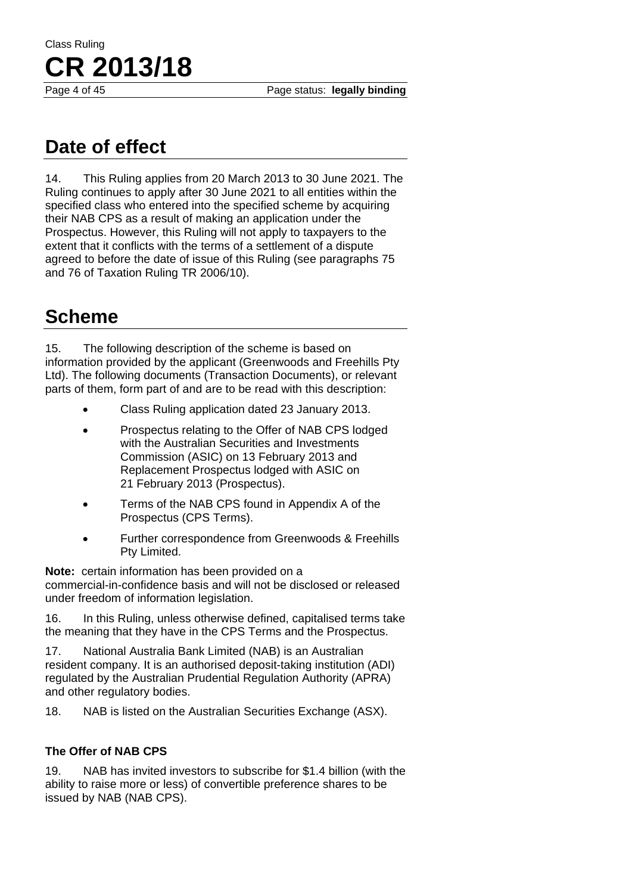## Date of effect

14. This Ruling applies from 20 March 2013 to 30 June 2021. The Ruling continues to apply after 30 June 2021 to all entities within the specified class who entered into the specified scheme by acquiring their NAB CPS as a result of making an application under the Prospectus. However, this Ruling will not apply to taxpayers to the extent that it conflicts with the terms of a settlement of a dispute agreed to before the date of issue of this Ruling (see paragraphs 75 and 76 of Taxation Ruling TR 2006/10).

## Scheme

15. The following description of the scheme is based on information provided by the applicant (Greenwoods and Freehills Pty Ltd). The following documents (Transaction Documents), or relevant parts of them, form part of and are to be read with this description:

- Class Ruling application dated 23 January 2013.
- Prospectus relating to the Offer of NAB CPS lodged with the Australian Securities and Investments Commission (ASIC) on 13 February 2013 and Replacement Prospectus lodged with ASIC on 21 February 2013 (Prospectus).
- Terms of the NAB CPS found in Appendix A of the Prospectus (CPS Terms).
- Further correspondence from Greenwoods & Freehills Pty Limited.

**Note:** certain information has been provided on a commercial-in-confidence basis and will not be disclosed or released under freedom of information legislation.

16. In this Ruling, unless otherwise defined, capitalised terms take the meaning that they have in the CPS Terms and the Prospectus.

17. National Australia Bank Limited (NAB) is an Australian resident company. It is an authorised deposit-taking institution (ADI) regulated by the Australian Prudential Regulation Authority (APRA) and other regulatory bodies.

18. NAB is listed on the Australian Securities Exchange (ASX).

### The Offer of NAB CPS

19. NAB has invited investors to subscribe for $1.4 billion (with the ability to raise more or less) of convertible preference shares to be issued by NAB (NAB CPS).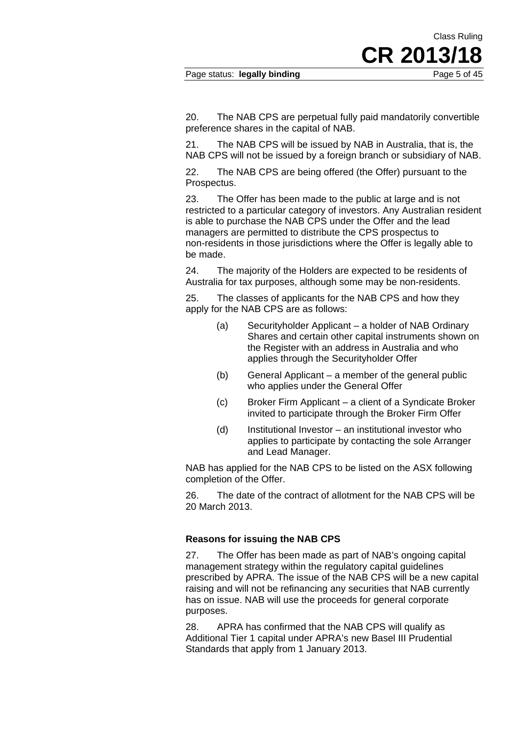20. The NAB CPS are perpetual fully paid mandatorily convertible preference shares in the capital of NAB.

21. The NAB CPS will be issued by NAB in Australia, that is, the NAB CPS will not be issued by a foreign branch or subsidiary of NAB.

22. The NAB CPS are being offered (the Offer) pursuant to the Prospectus.

23. The Offer has been made to the public at large and is not restricted to a particular category of investors. Any Australian resident is able to purchase the NAB CPS under the Offer and the lead managers are permitted to distribute the CPS prospectus to non-residents in those jurisdictions where the Offer is legally able to be made.

24. The majority of the Holders are expected to be residents of Australia for tax purposes, although some may be non-residents.

25. The classes of applicants for the NAB CPS and how they apply for the NAB CPS are as follows:

(a) Securityholder Applicant – a holder of NAB Ordinary Shares and certain other capital instruments shown on the Register with an address in Australia and who applies through the Securityholder Offer

(b) General Applicant – a member of the general public who applies under the General Offer

(c) Broker Firm Applicant – a client of a Syndicate Broker invited to participate through the Broker Firm Offer

(d) Institutional Investor – an institutional investor who applies to participate by contacting the sole Arranger and Lead Manager.

NAB has applied for the NAB CPS to be listed on the ASX following completion of the Offer.

26. The date of the contract of allotment for the NAB CPS will be 20 March 2013.

**Reasons for issuing the NAB CPS**

27. The Offer has been made as part of NAB's ongoing capital management strategy within the regulatory capital guidelines prescribed by APRA. The issue of the NAB CPS will be a new capital raising and will not be refinancing any securities that NAB currently has on issue. NAB will use the proceeds for general corporate purposes.

28. APRA has confirmed that the NAB CPS will qualify as Additional Tier 1 capital under APRA's new Basel III Prudential Standards that apply from 1 January 2013.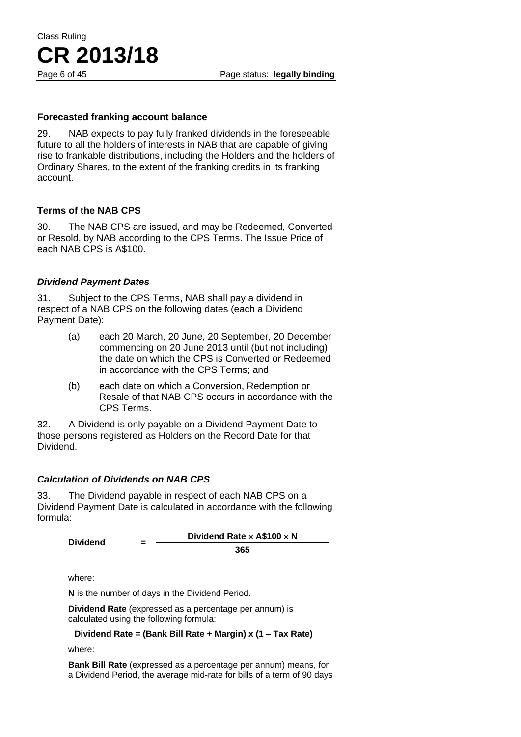### Forecasted franking account balance

29. NAB expects to pay fully franked dividends in the foreseeable future to all the holders of interests in NAB that are capable of giving rise to frankable distributions, including the Holders and the holders of Ordinary Shares, to the extent of the franking credits in its franking account.

### Terms of the NAB CPS

30. The NAB CPS are issued, and may be Redeemed, Converted or Resold, by NAB according to the CPS Terms. The Issue Price of each NAB CPS is A$100.

#### *Dividend Payment Dates*

31. Subject to the CPS Terms, NAB shall pay a dividend in respect of a NAB CPS on the following dates (each a Dividend Payment Date):

(a) each 20 March, 20 June, 20 September, 20 December commencing on 20 June 2013 until (but not including) the date on which the CPS is Converted or Redeemed in accordance with the CPS Terms; and

(b) each date on which a Conversion, Redemption or Resale of that NAB CPS occurs in accordance with the CPS Terms.

32. A Dividend is only payable on a Dividend Payment Date to those persons registered as Holders on the Record Date for that Dividend.

#### *Calculation of Dividends on NAB CPS*

33. The Dividend payable in respect of each NAB CPS on a Dividend Payment Date is calculated in accordance with the following formula:

$$\textbf{Dividend} = \frac{\textbf{Dividend Rate} \times \textbf{A\$100} \times \textbf{N}}{\textbf{365}}$$

where:

**N** is the number of days in the Dividend Period.

**Dividend Rate** (expressed as a percentage per annum) is calculated using the following formula:

**Dividend Rate = (Bank Bill Rate + Margin) x (1 – Tax Rate)**

where:

**Bank Bill Rate** (expressed as a percentage per annum) means, for a Dividend Period, the average mid-rate for bills of a term of 90 days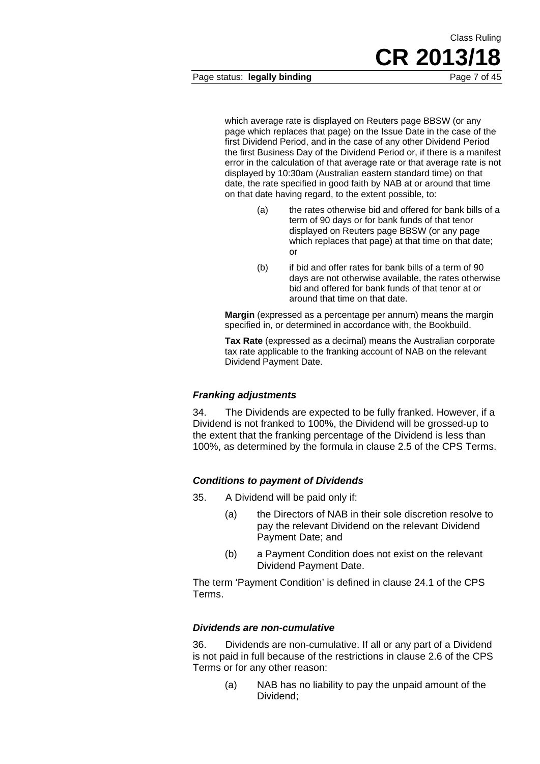which average rate is displayed on Reuters page BBSW (or any page which replaces that page) on the Issue Date in the case of the first Dividend Period, and in the case of any other Dividend Period the first Business Day of the Dividend Period or, if there is a manifest error in the calculation of that average rate or that average rate is not displayed by 10:30am (Australian eastern standard time) on that date, the rate specified in good faith by NAB at or around that time on that date having regard, to the extent possible, to:

(a) the rates otherwise bid and offered for bank bills of a term of 90 days or for bank funds of that tenor displayed on Reuters page BBSW (or any page which replaces that page) at that time on that date; or

(b) if bid and offer rates for bank bills of a term of 90 days are not otherwise available, the rates otherwise bid and offered for bank funds of that tenor at or around that time on that date.

**Margin** (expressed as a percentage per annum) means the margin specified in, or determined in accordance with, the Bookbuild.

**Tax Rate** (expressed as a decimal) means the Australian corporate tax rate applicable to the franking account of NAB on the relevant Dividend Payment Date.

### *Franking adjustments*

34. The Dividends are expected to be fully franked. However, if a Dividend is not franked to 100%, the Dividend will be grossed-up to the extent that the franking percentage of the Dividend is less than 100%, as determined by the formula in clause 2.5 of the CPS Terms.

### *Conditions to payment of Dividends*

35. A Dividend will be paid only if:

(a) the Directors of NAB in their sole discretion resolve to pay the relevant Dividend on the relevant Dividend Payment Date; and

(b) a Payment Condition does not exist on the relevant Dividend Payment Date.

The term 'Payment Condition' is defined in clause 24.1 of the CPS Terms.

### *Dividends are non-cumulative*

36. Dividends are non-cumulative. If all or any part of a Dividend is not paid in full because of the restrictions in clause 2.6 of the CPS Terms or for any other reason:

(a) NAB has no liability to pay the unpaid amount of the Dividend;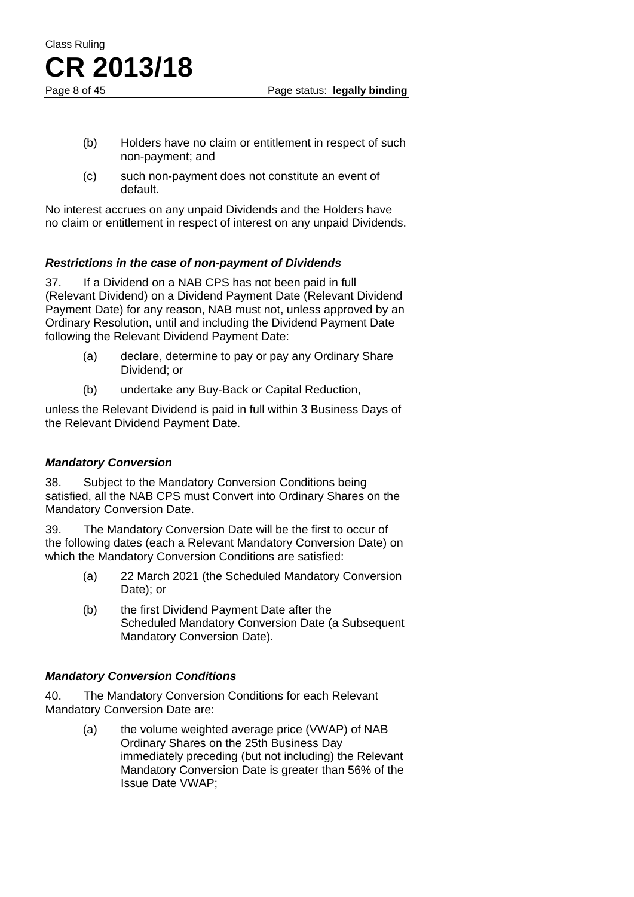(b) Holders have no claim or entitlement in respect of such non-payment; and

(c) such non-payment does not constitute an event of default.

No interest accrues on any unpaid Dividends and the Holders have no claim or entitlement in respect of interest on any unpaid Dividends.

### *Restrictions in the case of non-payment of Dividends*

37. If a Dividend on a NAB CPS has not been paid in full (Relevant Dividend) on a Dividend Payment Date (Relevant Dividend Payment Date) for any reason, NAB must not, unless approved by an Ordinary Resolution, until and including the Dividend Payment Date following the Relevant Dividend Payment Date:

(a) declare, determine to pay or pay any Ordinary Share Dividend; or

(b) undertake any Buy-Back or Capital Reduction,

unless the Relevant Dividend is paid in full within 3 Business Days of the Relevant Dividend Payment Date.

### *Mandatory Conversion*

38. Subject to the Mandatory Conversion Conditions being satisfied, all the NAB CPS must Convert into Ordinary Shares on the Mandatory Conversion Date.

39. The Mandatory Conversion Date will be the first to occur of the following dates (each a Relevant Mandatory Conversion Date) on which the Mandatory Conversion Conditions are satisfied:

(a) 22 March 2021 (the Scheduled Mandatory Conversion Date); or

(b) the first Dividend Payment Date after the Scheduled Mandatory Conversion Date (a Subsequent Mandatory Conversion Date).

### *Mandatory Conversion Conditions*

40. The Mandatory Conversion Conditions for each Relevant Mandatory Conversion Date are:

(a) the volume weighted average price (VWAP) of NAB Ordinary Shares on the 25th Business Day immediately preceding (but not including) the Relevant Mandatory Conversion Date is greater than 56% of the Issue Date VWAP;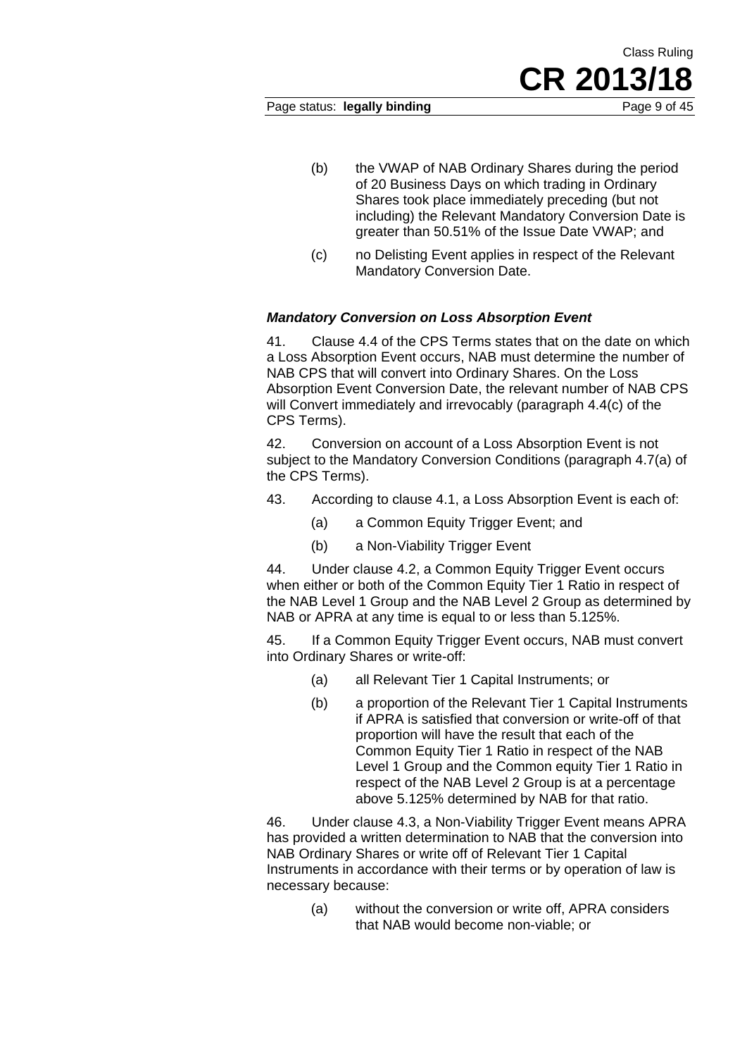(b) the VWAP of NAB Ordinary Shares during the period of 20 Business Days on which trading in Ordinary Shares took place immediately preceding (but not including) the Relevant Mandatory Conversion Date is greater than 50.51% of the Issue Date VWAP; and

(c) no Delisting Event applies in respect of the Relevant Mandatory Conversion Date.

### *Mandatory Conversion on Loss Absorption Event*

41. Clause 4.4 of the CPS Terms states that on the date on which a Loss Absorption Event occurs, NAB must determine the number of NAB CPS that will convert into Ordinary Shares. On the Loss Absorption Event Conversion Date, the relevant number of NAB CPS will Convert immediately and irrevocably (paragraph 4.4(c) of the CPS Terms).

42. Conversion on account of a Loss Absorption Event is not subject to the Mandatory Conversion Conditions (paragraph 4.7(a) of the CPS Terms).

43. According to clause 4.1, a Loss Absorption Event is each of:

(a) a Common Equity Trigger Event; and

(b) a Non-Viability Trigger Event

44. Under clause 4.2, a Common Equity Trigger Event occurs when either or both of the Common Equity Tier 1 Ratio in respect of the NAB Level 1 Group and the NAB Level 2 Group as determined by NAB or APRA at any time is equal to or less than 5.125%.

45. If a Common Equity Trigger Event occurs, NAB must convert into Ordinary Shares or write-off:

(a) all Relevant Tier 1 Capital Instruments; or

(b) a proportion of the Relevant Tier 1 Capital Instruments if APRA is satisfied that conversion or write-off of that proportion will have the result that each of the Common Equity Tier 1 Ratio in respect of the NAB Level 1 Group and the Common equity Tier 1 Ratio in respect of the NAB Level 2 Group is at a percentage above 5.125% determined by NAB for that ratio.

46. Under clause 4.3, a Non-Viability Trigger Event means APRA has provided a written determination to NAB that the conversion into NAB Ordinary Shares or write off of Relevant Tier 1 Capital Instruments in accordance with their terms or by operation of law is necessary because:

(a) without the conversion or write off, APRA considers that NAB would become non-viable; or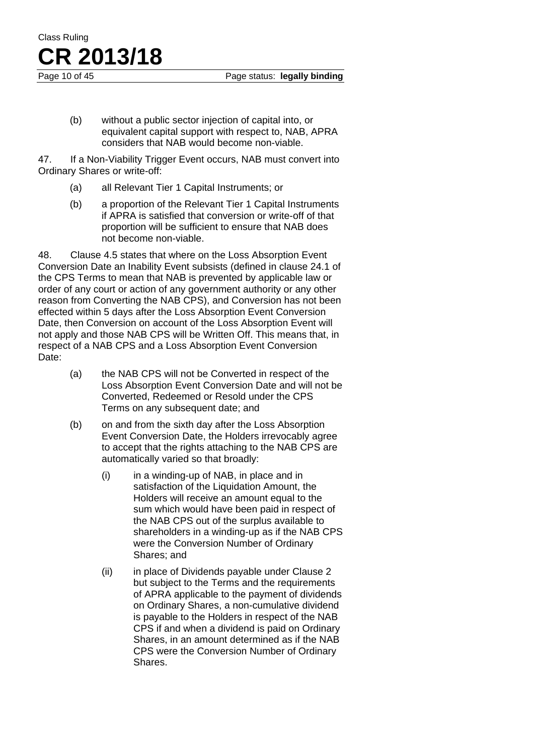(b) without a public sector injection of capital into, or equivalent capital support with respect to, NAB, APRA considers that NAB would become non-viable.

47. If a Non-Viability Trigger Event occurs, NAB must convert into Ordinary Shares or write-off:

(a) all Relevant Tier 1 Capital Instruments; or

(b) a proportion of the Relevant Tier 1 Capital Instruments if APRA is satisfied that conversion or write-off of that proportion will be sufficient to ensure that NAB does not become non-viable.

48. Clause 4.5 states that where on the Loss Absorption Event Conversion Date an Inability Event subsists (defined in clause 24.1 of the CPS Terms to mean that NAB is prevented by applicable law or order of any court or action of any government authority or any other reason from Converting the NAB CPS), and Conversion has not been effected within 5 days after the Loss Absorption Event Conversion Date, then Conversion on account of the Loss Absorption Event will not apply and those NAB CPS will be Written Off. This means that, in respect of a NAB CPS and a Loss Absorption Event Conversion Date:

(a) the NAB CPS will not be Converted in respect of the Loss Absorption Event Conversion Date and will not be Converted, Redeemed or Resold under the CPS Terms on any subsequent date; and

(b) on and from the sixth day after the Loss Absorption Event Conversion Date, the Holders irrevocably agree to accept that the rights attaching to the NAB CPS are automatically varied so that broadly:

(i) in a winding-up of NAB, in place and in satisfaction of the Liquidation Amount, the Holders will receive an amount equal to the sum which would have been paid in respect of the NAB CPS out of the surplus available to shareholders in a winding-up as if the NAB CPS were the Conversion Number of Ordinary Shares; and

(ii) in place of Dividends payable under Clause 2 but subject to the Terms and the requirements of APRA applicable to the payment of dividends on Ordinary Shares, a non-cumulative dividend is payable to the Holders in respect of the NAB CPS if and when a dividend is paid on Ordinary Shares, in an amount determined as if the NAB CPS were the Conversion Number of Ordinary Shares.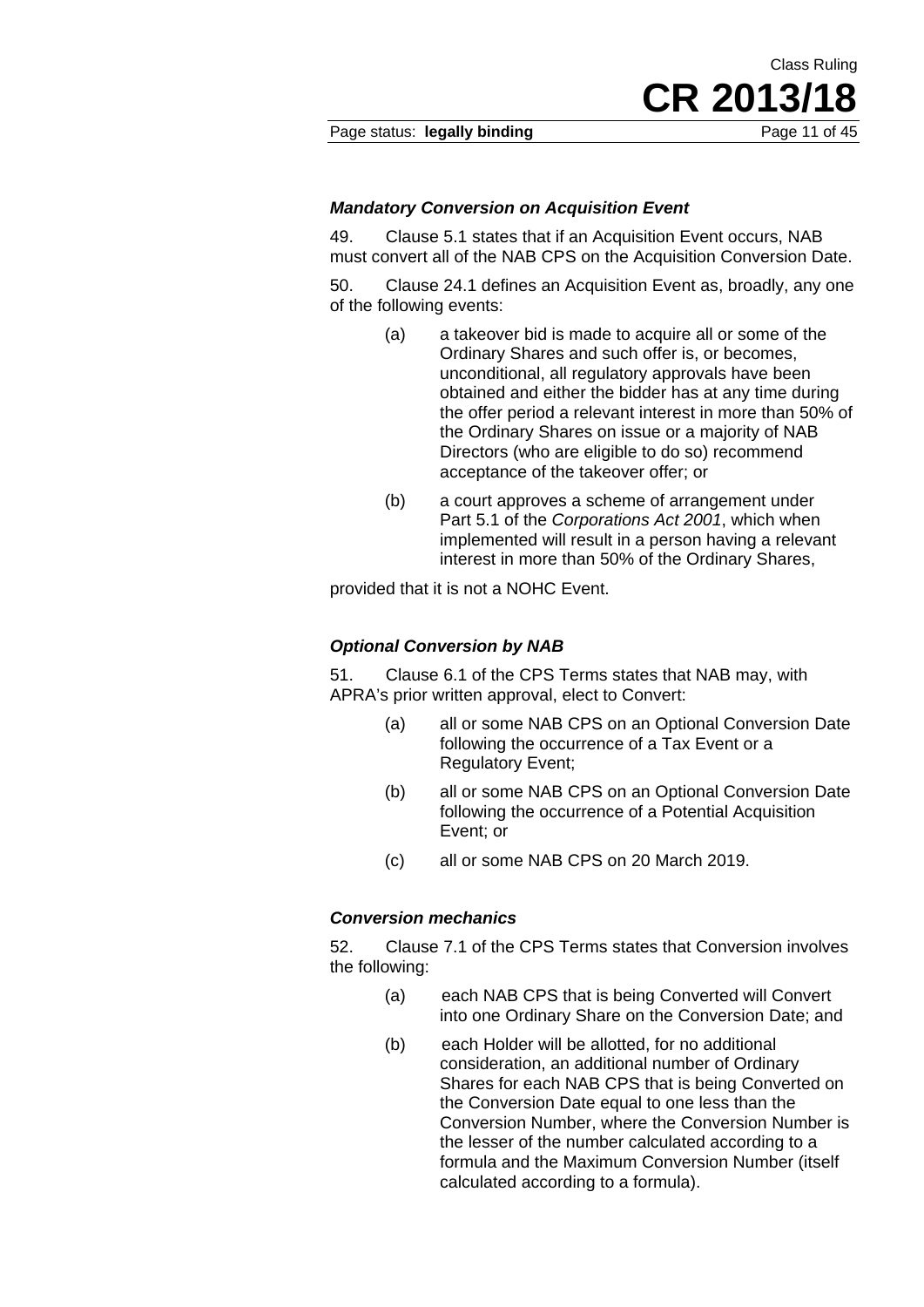### *Mandatory Conversion on Acquisition Event*

49. Clause 5.1 states that if an Acquisition Event occurs, NAB must convert all of the NAB CPS on the Acquisition Conversion Date.

50. Clause 24.1 defines an Acquisition Event as, broadly, any one of the following events:

> (a) a takeover bid is made to acquire all or some of the Ordinary Shares and such offer is, or becomes, unconditional, all regulatory approvals have been obtained and either the bidder has at any time during the offer period a relevant interest in more than 50% of the Ordinary Shares on issue or a majority of NAB Directors (who are eligible to do so) recommend acceptance of the takeover offer; or
>
> (b) a court approves a scheme of arrangement under Part 5.1 of the *Corporations Act 2001*, which when implemented will result in a person having a relevant interest in more than 50% of the Ordinary Shares,

provided that it is not a NOHC Event.

### *Optional Conversion by NAB*

51. Clause 6.1 of the CPS Terms states that NAB may, with APRA's prior written approval, elect to Convert:

> (a) all or some NAB CPS on an Optional Conversion Date following the occurrence of a Tax Event or a Regulatory Event;
>
> (b) all or some NAB CPS on an Optional Conversion Date following the occurrence of a Potential Acquisition Event; or
>
> (c) all or some NAB CPS on 20 March 2019.

### *Conversion mechanics*

52. Clause 7.1 of the CPS Terms states that Conversion involves the following:

> (a) each NAB CPS that is being Converted will Convert into one Ordinary Share on the Conversion Date; and
>
> (b) each Holder will be allotted, for no additional consideration, an additional number of Ordinary Shares for each NAB CPS that is being Converted on the Conversion Date equal to one less than the Conversion Number, where the Conversion Number is the lesser of the number calculated according to a formula and the Maximum Conversion Number (itself calculated according to a formula).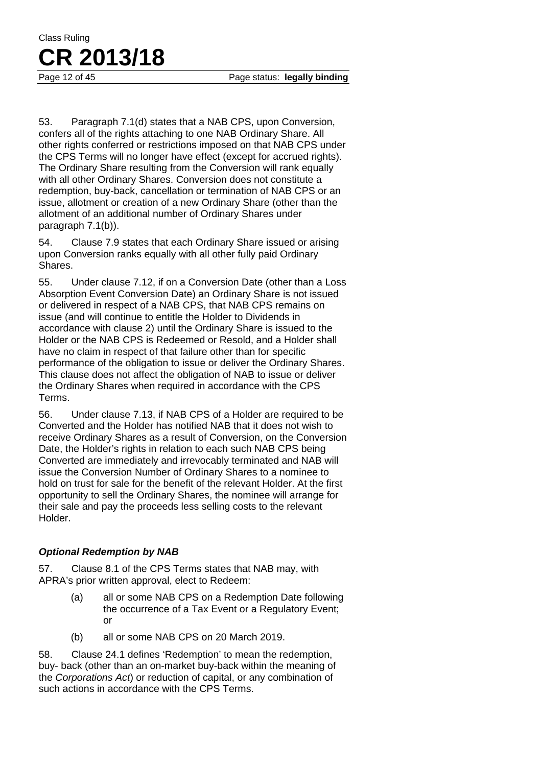53. Paragraph 7.1(d) states that a NAB CPS, upon Conversion, confers all of the rights attaching to one NAB Ordinary Share. All other rights conferred or restrictions imposed on that NAB CPS under the CPS Terms will no longer have effect (except for accrued rights). The Ordinary Share resulting from the Conversion will rank equally with all other Ordinary Shares. Conversion does not constitute a redemption, buy-back, cancellation or termination of NAB CPS or an issue, allotment or creation of a new Ordinary Share (other than the allotment of an additional number of Ordinary Shares under paragraph 7.1(b)).

54. Clause 7.9 states that each Ordinary Share issued or arising upon Conversion ranks equally with all other fully paid Ordinary Shares.

55. Under clause 7.12, if on a Conversion Date (other than a Loss Absorption Event Conversion Date) an Ordinary Share is not issued or delivered in respect of a NAB CPS, that NAB CPS remains on issue (and will continue to entitle the Holder to Dividends in accordance with clause 2) until the Ordinary Share is issued to the Holder or the NAB CPS is Redeemed or Resold, and a Holder shall have no claim in respect of that failure other than for specific performance of the obligation to issue or deliver the Ordinary Shares. This clause does not affect the obligation of NAB to issue or deliver the Ordinary Shares when required in accordance with the CPS Terms.

56. Under clause 7.13, if NAB CPS of a Holder are required to be Converted and the Holder has notified NAB that it does not wish to receive Ordinary Shares as a result of Conversion, on the Conversion Date, the Holder's rights in relation to each such NAB CPS being Converted are immediately and irrevocably terminated and NAB will issue the Conversion Number of Ordinary Shares to a nominee to hold on trust for sale for the benefit of the relevant Holder. At the first opportunity to sell the Ordinary Shares, the nominee will arrange for their sale and pay the proceeds less selling costs to the relevant Holder.

### *Optional Redemption by NAB*

57. Clause 8.1 of the CPS Terms states that NAB may, with APRA's prior written approval, elect to Redeem:

> (a) all or some NAB CPS on a Redemption Date following the occurrence of a Tax Event or a Regulatory Event; or
>
> (b) all or some NAB CPS on 20 March 2019.

58. Clause 24.1 defines 'Redemption' to mean the redemption, buy- back (other than an on-market buy-back within the meaning of the *Corporations Act*) or reduction of capital, or any combination of such actions in accordance with the CPS Terms.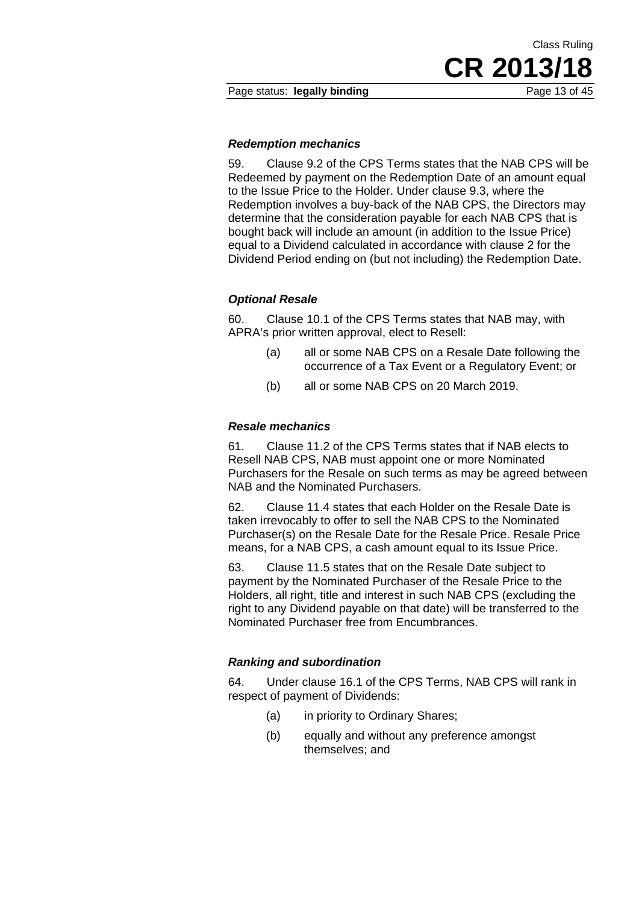### *Redemption mechanics*

59. Clause 9.2 of the CPS Terms states that the NAB CPS will be Redeemed by payment on the Redemption Date of an amount equal to the Issue Price to the Holder. Under clause 9.3, where the Redemption involves a buy-back of the NAB CPS, the Directors may determine that the consideration payable for each NAB CPS that is bought back will include an amount (in addition to the Issue Price) equal to a Dividend calculated in accordance with clause 2 for the Dividend Period ending on (but not including) the Redemption Date.

### *Optional Resale*

60. Clause 10.1 of the CPS Terms states that NAB may, with APRA's prior written approval, elect to Resell:

> (a) all or some NAB CPS on a Resale Date following the occurrence of a Tax Event or a Regulatory Event; or
>
> (b) all or some NAB CPS on 20 March 2019.

### *Resale mechanics*

61. Clause 11.2 of the CPS Terms states that if NAB elects to Resell NAB CPS, NAB must appoint one or more Nominated Purchasers for the Resale on such terms as may be agreed between NAB and the Nominated Purchasers.

62. Clause 11.4 states that each Holder on the Resale Date is taken irrevocably to offer to sell the NAB CPS to the Nominated Purchaser(s) on the Resale Date for the Resale Price. Resale Price means, for a NAB CPS, a cash amount equal to its Issue Price.

63. Clause 11.5 states that on the Resale Date subject to payment by the Nominated Purchaser of the Resale Price to the Holders, all right, title and interest in such NAB CPS (excluding the right to any Dividend payable on that date) will be transferred to the Nominated Purchaser free from Encumbrances.

### *Ranking and subordination*

64. Under clause 16.1 of the CPS Terms, NAB CPS will rank in respect of payment of Dividends:

> (a) in priority to Ordinary Shares;
>
> (b) equally and without any preference amongst themselves; and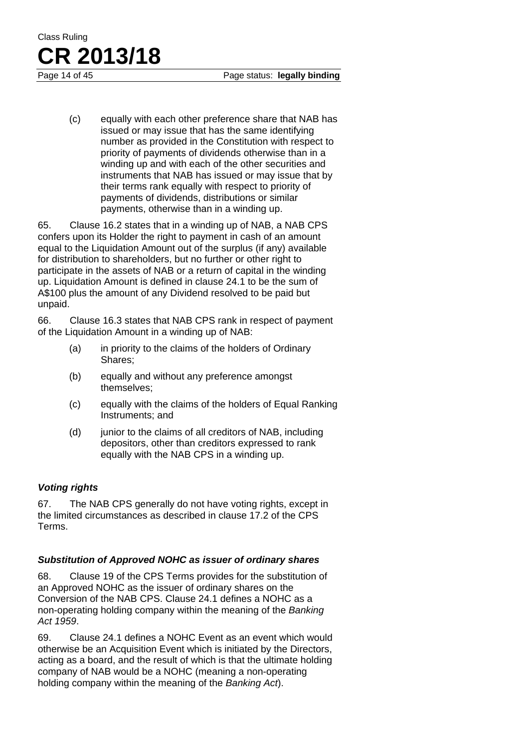(c) equally with each other preference share that NAB has issued or may issue that has the same identifying number as provided in the Constitution with respect to priority of payments of dividends otherwise than in a winding up and with each of the other securities and instruments that NAB has issued or may issue that by their terms rank equally with respect to priority of payments of dividends, distributions or similar payments, otherwise than in a winding up.

65. Clause 16.2 states that in a winding up of NAB, a NAB CPS confers upon its Holder the right to payment in cash of an amount equal to the Liquidation Amount out of the surplus (if any) available for distribution to shareholders, but no further or other right to participate in the assets of NAB or a return of capital in the winding up. Liquidation Amount is defined in clause 24.1 to be the sum of A$100 plus the amount of any Dividend resolved to be paid but unpaid.

66. Clause 16.3 states that NAB CPS rank in respect of payment of the Liquidation Amount in a winding up of NAB:

(a) in priority to the claims of the holders of Ordinary Shares;

(b) equally and without any preference amongst themselves;

(c) equally with the claims of the holders of Equal Ranking Instruments; and

(d) junior to the claims of all creditors of NAB, including depositors, other than creditors expressed to rank equally with the NAB CPS in a winding up.

### *Voting rights*

67. The NAB CPS generally do not have voting rights, except in the limited circumstances as described in clause 17.2 of the CPS Terms.

### *Substitution of Approved NOHC as issuer of ordinary shares*

68. Clause 19 of the CPS Terms provides for the substitution of an Approved NOHC as the issuer of ordinary shares on the Conversion of the NAB CPS. Clause 24.1 defines a NOHC as a non-operating holding company within the meaning of the *Banking Act 1959*.

69. Clause 24.1 defines a NOHC Event as an event which would otherwise be an Acquisition Event which is initiated by the Directors, acting as a board, and the result of which is that the ultimate holding company of NAB would be a NOHC (meaning a non-operating holding company within the meaning of the *Banking Act*).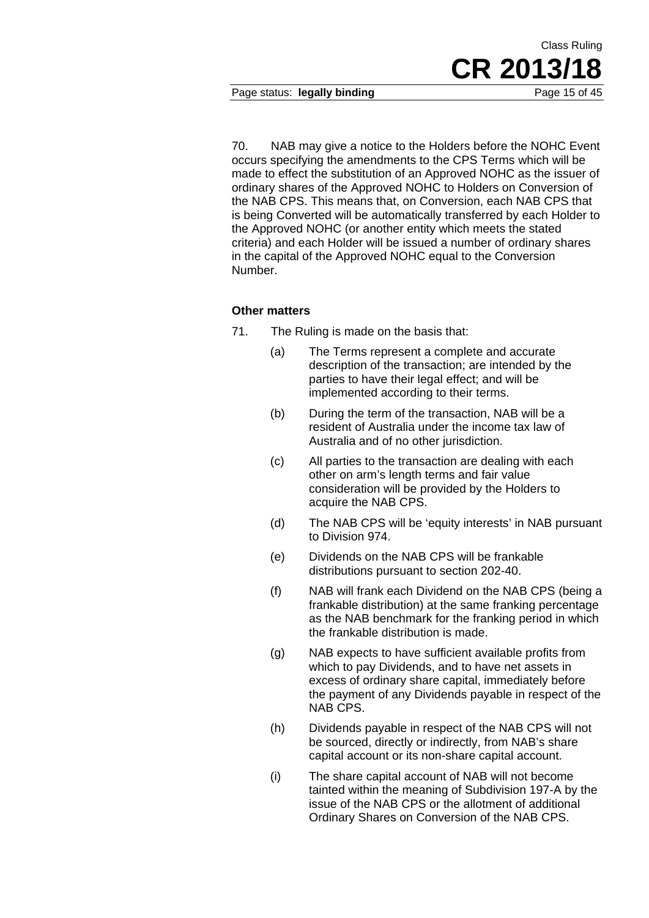70. NAB may give a notice to the Holders before the NOHC Event occurs specifying the amendments to the CPS Terms which will be made to effect the substitution of an Approved NOHC as the issuer of ordinary shares of the Approved NOHC to Holders on Conversion of the NAB CPS. This means that, on Conversion, each NAB CPS that is being Converted will be automatically transferred by each Holder to the Approved NOHC (or another entity which meets the stated criteria) and each Holder will be issued a number of ordinary shares in the capital of the Approved NOHC equal to the Conversion Number.

**Other matters**

71. The Ruling is made on the basis that:

(a) The Terms represent a complete and accurate description of the transaction; are intended by the parties to have their legal effect; and will be implemented according to their terms.

(b) During the term of the transaction, NAB will be a resident of Australia under the income tax law of Australia and of no other jurisdiction.

(c) All parties to the transaction are dealing with each other on arm's length terms and fair value consideration will be provided by the Holders to acquire the NAB CPS.

(d) The NAB CPS will be 'equity interests' in NAB pursuant to Division 974.

(e) Dividends on the NAB CPS will be frankable distributions pursuant to section 202-40.

(f) NAB will frank each Dividend on the NAB CPS (being a frankable distribution) at the same franking percentage as the NAB benchmark for the franking period in which the frankable distribution is made.

(g) NAB expects to have sufficient available profits from which to pay Dividends, and to have net assets in excess of ordinary share capital, immediately before the payment of any Dividends payable in respect of the NAB CPS.

(h) Dividends payable in respect of the NAB CPS will not be sourced, directly or indirectly, from NAB's share capital account or its non-share capital account.

(i) The share capital account of NAB will not become tainted within the meaning of Subdivision 197-A by the issue of the NAB CPS or the allotment of additional Ordinary Shares on Conversion of the NAB CPS.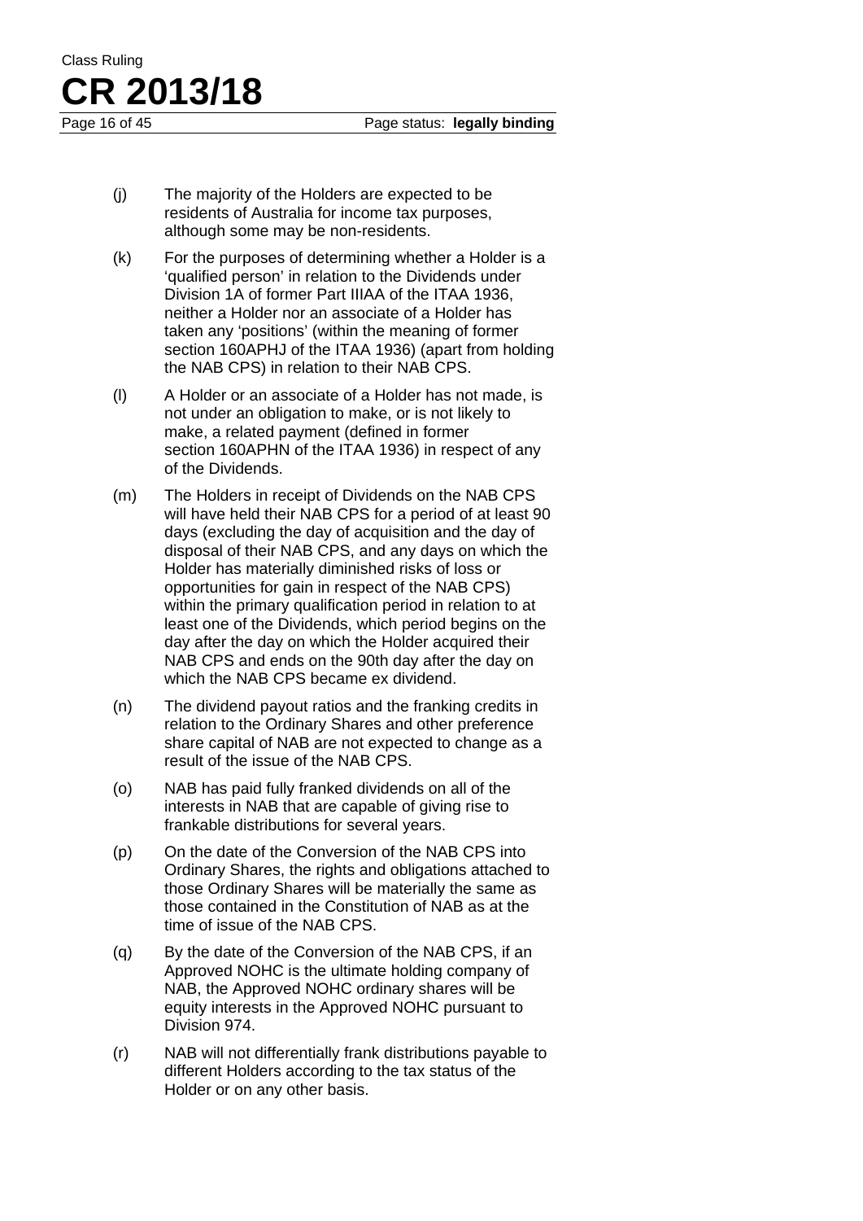(j) The majority of the Holders are expected to be residents of Australia for income tax purposes, although some may be non-residents.

(k) For the purposes of determining whether a Holder is a 'qualified person' in relation to the Dividends under Division 1A of former Part IIIAA of the ITAA 1936, neither a Holder nor an associate of a Holder has taken any 'positions' (within the meaning of former section 160APHJ of the ITAA 1936) (apart from holding the NAB CPS) in relation to their NAB CPS.

(l) A Holder or an associate of a Holder has not made, is not under an obligation to make, or is not likely to make, a related payment (defined in former section 160APHN of the ITAA 1936) in respect of any of the Dividends.

(m) The Holders in receipt of Dividends on the NAB CPS will have held their NAB CPS for a period of at least 90 days (excluding the day of acquisition and the day of disposal of their NAB CPS, and any days on which the Holder has materially diminished risks of loss or opportunities for gain in respect of the NAB CPS) within the primary qualification period in relation to at least one of the Dividends, which period begins on the day after the day on which the Holder acquired their NAB CPS and ends on the 90th day after the day on which the NAB CPS became ex dividend.

(n) The dividend payout ratios and the franking credits in relation to the Ordinary Shares and other preference share capital of NAB are not expected to change as a result of the issue of the NAB CPS.

(o) NAB has paid fully franked dividends on all of the interests in NAB that are capable of giving rise to frankable distributions for several years.

(p) On the date of the Conversion of the NAB CPS into Ordinary Shares, the rights and obligations attached to those Ordinary Shares will be materially the same as those contained in the Constitution of NAB as at the time of issue of the NAB CPS.

(q) By the date of the Conversion of the NAB CPS, if an Approved NOHC is the ultimate holding company of NAB, the Approved NOHC ordinary shares will be equity interests in the Approved NOHC pursuant to Division 974.

(r) NAB will not differentially frank distributions payable to different Holders according to the tax status of the Holder or on any other basis.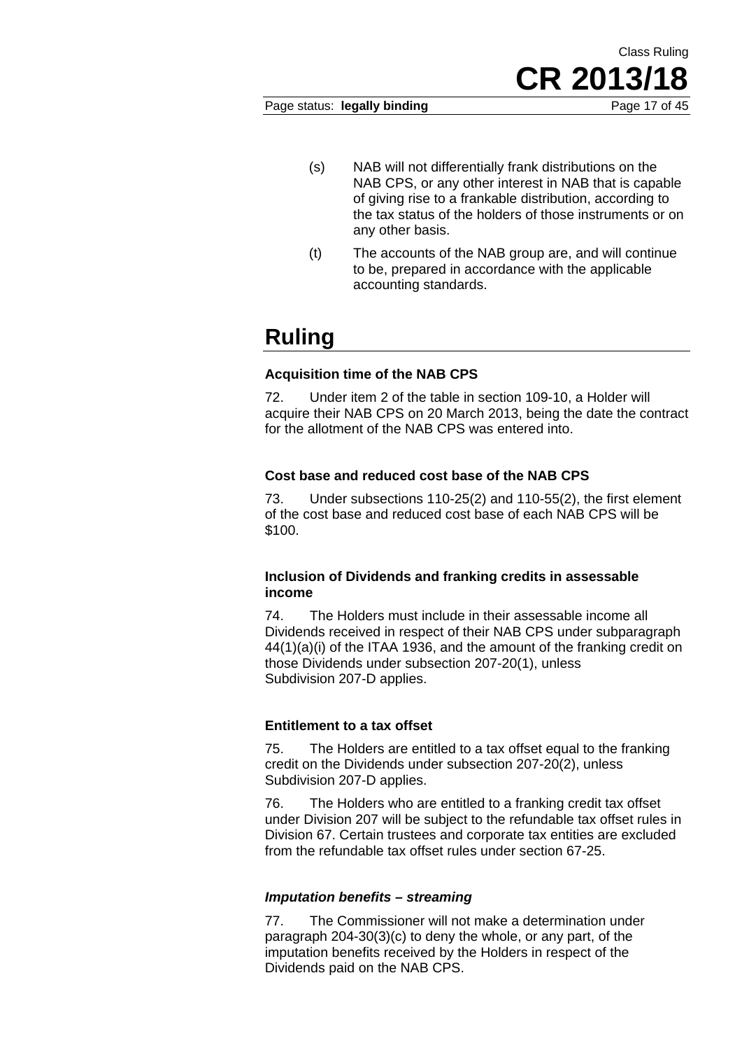(s) NAB will not differentially frank distributions on the NAB CPS, or any other interest in NAB that is capable of giving rise to a frankable distribution, according to the tax status of the holders of those instruments or on any other basis.

(t) The accounts of the NAB group are, and will continue to be, prepared in accordance with the applicable accounting standards.

# Ruling

### Acquisition time of the NAB CPS

72. Under item 2 of the table in section 109-10, a Holder will acquire their NAB CPS on 20 March 2013, being the date the contract for the allotment of the NAB CPS was entered into.

### Cost base and reduced cost base of the NAB CPS

73. Under subsections 110-25(2) and 110-55(2), the first element of the cost base and reduced cost base of each NAB CPS will be $100.

### Inclusion of Dividends and franking credits in assessable income

74. The Holders must include in their assessable income all Dividends received in respect of their NAB CPS under subparagraph 44(1)(a)(i) of the ITAA 1936, and the amount of the franking credit on those Dividends under subsection 207-20(1), unless Subdivision 207-D applies.

### Entitlement to a tax offset

75. The Holders are entitled to a tax offset equal to the franking credit on the Dividends under subsection 207-20(2), unless Subdivision 207-D applies.

76. The Holders who are entitled to a franking credit tax offset under Division 207 will be subject to the refundable tax offset rules in Division 67. Certain trustees and corporate tax entities are excluded from the refundable tax offset rules under section 67-25.

#### *Imputation benefits – streaming*

77. The Commissioner will not make a determination under paragraph 204-30(3)(c) to deny the whole, or any part, of the imputation benefits received by the Holders in respect of the Dividends paid on the NAB CPS.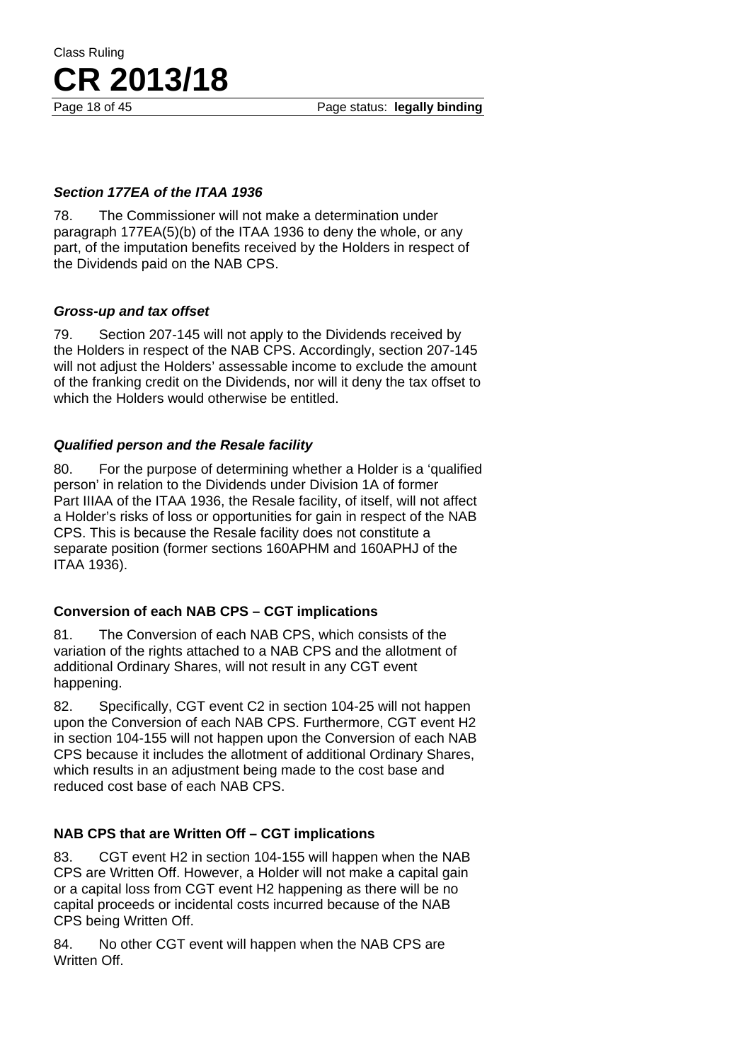### *Section 177EA of the ITAA 1936*

78. The Commissioner will not make a determination under paragraph 177EA(5)(b) of the ITAA 1936 to deny the whole, or any part, of the imputation benefits received by the Holders in respect of the Dividends paid on the NAB CPS.

### *Gross-up and tax offset*

79. Section 207-145 will not apply to the Dividends received by the Holders in respect of the NAB CPS. Accordingly, section 207-145 will not adjust the Holders' assessable income to exclude the amount of the franking credit on the Dividends, nor will it deny the tax offset to which the Holders would otherwise be entitled.

### *Qualified person and the Resale facility*

80. For the purpose of determining whether a Holder is a 'qualified person' in relation to the Dividends under Division 1A of former Part IIIAA of the ITAA 1936, the Resale facility, of itself, will not affect a Holder's risks of loss or opportunities for gain in respect of the NAB CPS. This is because the Resale facility does not constitute a separate position (former sections 160APHM and 160APHJ of the ITAA 1936).

## Conversion of each NAB CPS – CGT implications

81. The Conversion of each NAB CPS, which consists of the variation of the rights attached to a NAB CPS and the allotment of additional Ordinary Shares, will not result in any CGT event happening.

82. Specifically, CGT event C2 in section 104-25 will not happen upon the Conversion of each NAB CPS. Furthermore, CGT event H2 in section 104-155 will not happen upon the Conversion of each NAB CPS because it includes the allotment of additional Ordinary Shares, which results in an adjustment being made to the cost base and reduced cost base of each NAB CPS.

## NAB CPS that are Written Off – CGT implications

83. CGT event H2 in section 104-155 will happen when the NAB CPS are Written Off. However, a Holder will not make a capital gain or a capital loss from CGT event H2 happening as there will be no capital proceeds or incidental costs incurred because of the NAB CPS being Written Off.

84. No other CGT event will happen when the NAB CPS are Written Off.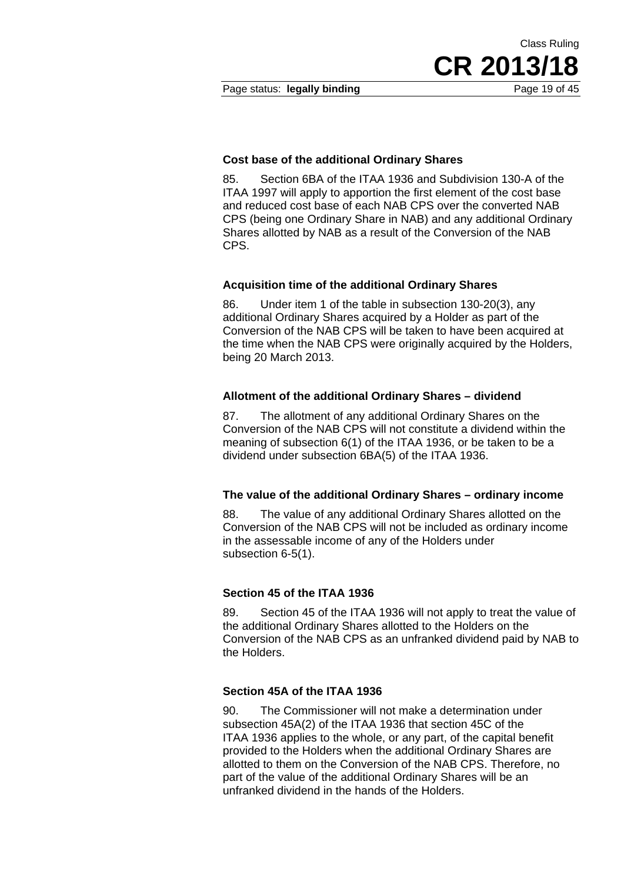### Cost base of the additional Ordinary Shares

85. Section 6BA of the ITAA 1936 and Subdivision 130-A of the ITAA 1997 will apply to apportion the first element of the cost base and reduced cost base of each NAB CPS over the converted NAB CPS (being one Ordinary Share in NAB) and any additional Ordinary Shares allotted by NAB as a result of the Conversion of the NAB CPS.

### Acquisition time of the additional Ordinary Shares

86. Under item 1 of the table in subsection 130-20(3), any additional Ordinary Shares acquired by a Holder as part of the Conversion of the NAB CPS will be taken to have been acquired at the time when the NAB CPS were originally acquired by the Holders, being 20 March 2013.

### Allotment of the additional Ordinary Shares – dividend

87. The allotment of any additional Ordinary Shares on the Conversion of the NAB CPS will not constitute a dividend within the meaning of subsection 6(1) of the ITAA 1936, or be taken to be a dividend under subsection 6BA(5) of the ITAA 1936.

### The value of the additional Ordinary Shares – ordinary income

88. The value of any additional Ordinary Shares allotted on the Conversion of the NAB CPS will not be included as ordinary income in the assessable income of any of the Holders under subsection 6-5(1).

### Section 45 of the ITAA 1936

89. Section 45 of the ITAA 1936 will not apply to treat the value of the additional Ordinary Shares allotted to the Holders on the Conversion of the NAB CPS as an unfranked dividend paid by NAB to the Holders.

### Section 45A of the ITAA 1936

90. The Commissioner will not make a determination under subsection 45A(2) of the ITAA 1936 that section 45C of the ITAA 1936 applies to the whole, or any part, of the capital benefit provided to the Holders when the additional Ordinary Shares are allotted to them on the Conversion of the NAB CPS. Therefore, no part of the value of the additional Ordinary Shares will be an unfranked dividend in the hands of the Holders.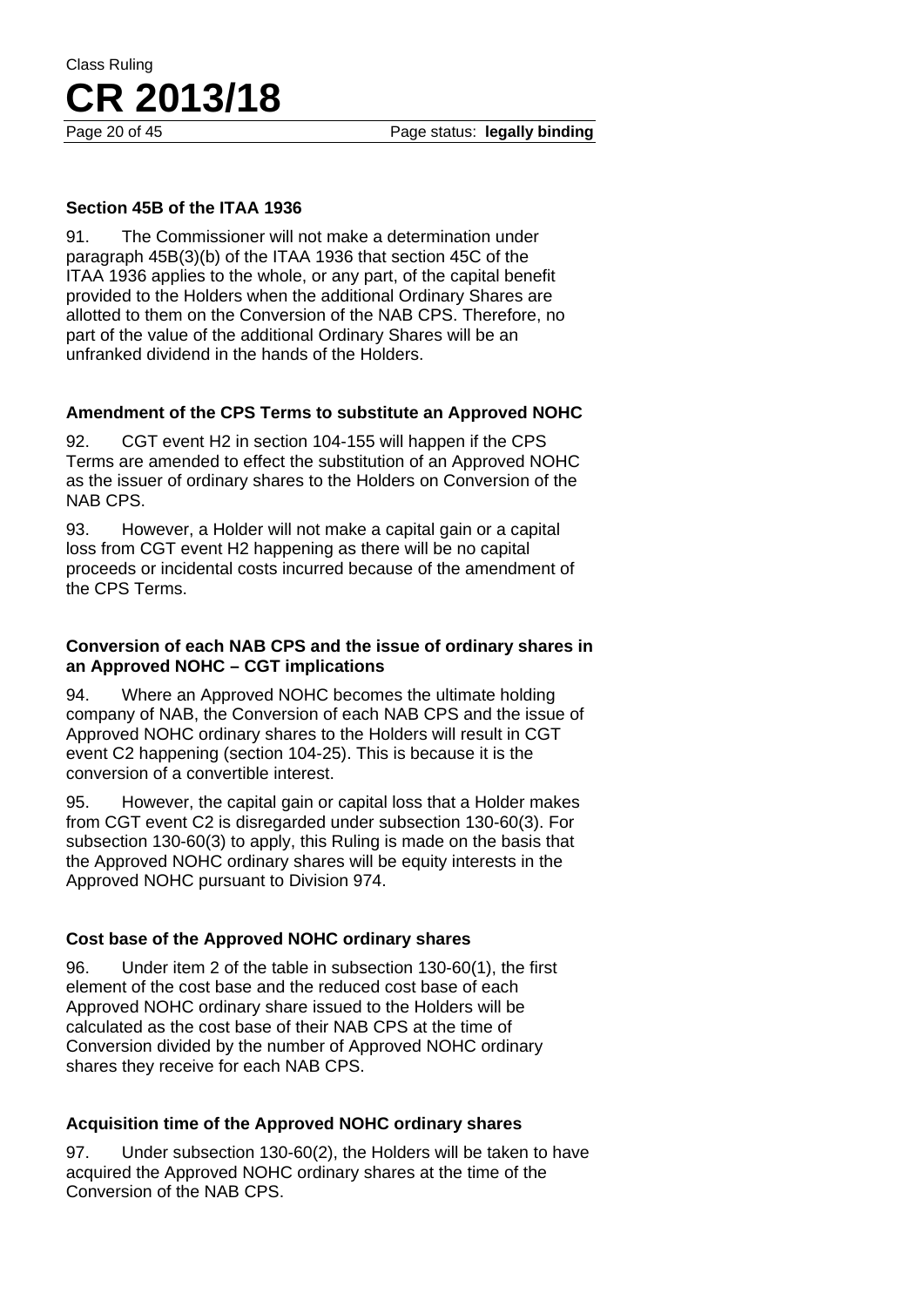### Section 45B of the ITAA 1936

91. The Commissioner will not make a determination under paragraph 45B(3)(b) of the ITAA 1936 that section 45C of the ITAA 1936 applies to the whole, or any part, of the capital benefit provided to the Holders when the additional Ordinary Shares are allotted to them on the Conversion of the NAB CPS. Therefore, no part of the value of the additional Ordinary Shares will be an unfranked dividend in the hands of the Holders.

### Amendment of the CPS Terms to substitute an Approved NOHC

92. CGT event H2 in section 104-155 will happen if the CPS Terms are amended to effect the substitution of an Approved NOHC as the issuer of ordinary shares to the Holders on Conversion of the NAB CPS.

93. However, a Holder will not make a capital gain or a capital loss from CGT event H2 happening as there will be no capital proceeds or incidental costs incurred because of the amendment of the CPS Terms.

### Conversion of each NAB CPS and the issue of ordinary shares in an Approved NOHC – CGT implications

94. Where an Approved NOHC becomes the ultimate holding company of NAB, the Conversion of each NAB CPS and the issue of Approved NOHC ordinary shares to the Holders will result in CGT event C2 happening (section 104-25). This is because it is the conversion of a convertible interest.

95. However, the capital gain or capital loss that a Holder makes from CGT event C2 is disregarded under subsection 130-60(3). For subsection 130-60(3) to apply, this Ruling is made on the basis that the Approved NOHC ordinary shares will be equity interests in the Approved NOHC pursuant to Division 974.

### Cost base of the Approved NOHC ordinary shares

96. Under item 2 of the table in subsection 130-60(1), the first element of the cost base and the reduced cost base of each Approved NOHC ordinary share issued to the Holders will be calculated as the cost base of their NAB CPS at the time of Conversion divided by the number of Approved NOHC ordinary shares they receive for each NAB CPS.

### Acquisition time of the Approved NOHC ordinary shares

97. Under subsection 130-60(2), the Holders will be taken to have acquired the Approved NOHC ordinary shares at the time of the Conversion of the NAB CPS.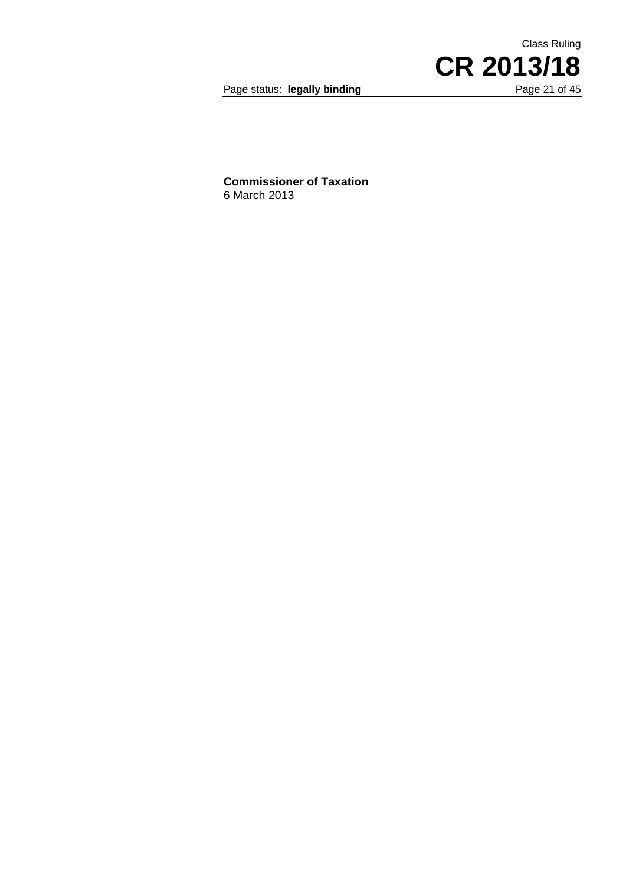**Commissioner of Taxation**
6 March 2013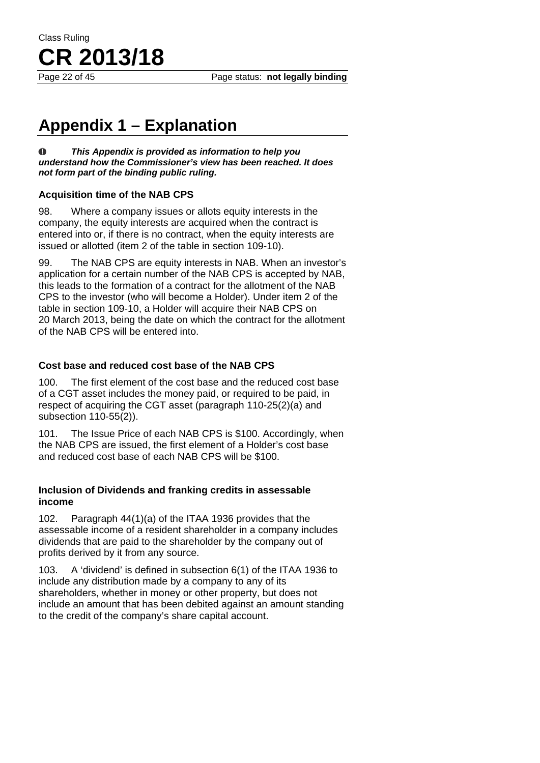# Appendix 1 – Explanation

**❶ *This Appendix is provided as information to help you understand how the Commissioner's view has been reached. It does not form part of the binding public ruling.***

### Acquisition time of the NAB CPS

98. Where a company issues or allots equity interests in the company, the equity interests are acquired when the contract is entered into or, if there is no contract, when the equity interests are issued or allotted (item 2 of the table in section 109-10).

99. The NAB CPS are equity interests in NAB. When an investor's application for a certain number of the NAB CPS is accepted by NAB, this leads to the formation of a contract for the allotment of the NAB CPS to the investor (who will become a Holder). Under item 2 of the table in section 109-10, a Holder will acquire their NAB CPS on 20 March 2013, being the date on which the contract for the allotment of the NAB CPS will be entered into.

### Cost base and reduced cost base of the NAB CPS

100. The first element of the cost base and the reduced cost base of a CGT asset includes the money paid, or required to be paid, in respect of acquiring the CGT asset (paragraph 110-25(2)(a) and subsection 110-55(2)).

101. The Issue Price of each NAB CPS is $100. Accordingly, when the NAB CPS are issued, the first element of a Holder's cost base and reduced cost base of each NAB CPS will be $100.

### Inclusion of Dividends and franking credits in assessable income

102. Paragraph 44(1)(a) of the ITAA 1936 provides that the assessable income of a resident shareholder in a company includes dividends that are paid to the shareholder by the company out of profits derived by it from any source.

103. A 'dividend' is defined in subsection 6(1) of the ITAA 1936 to include any distribution made by a company to any of its shareholders, whether in money or other property, but does not include an amount that has been debited against an amount standing to the credit of the company's share capital account.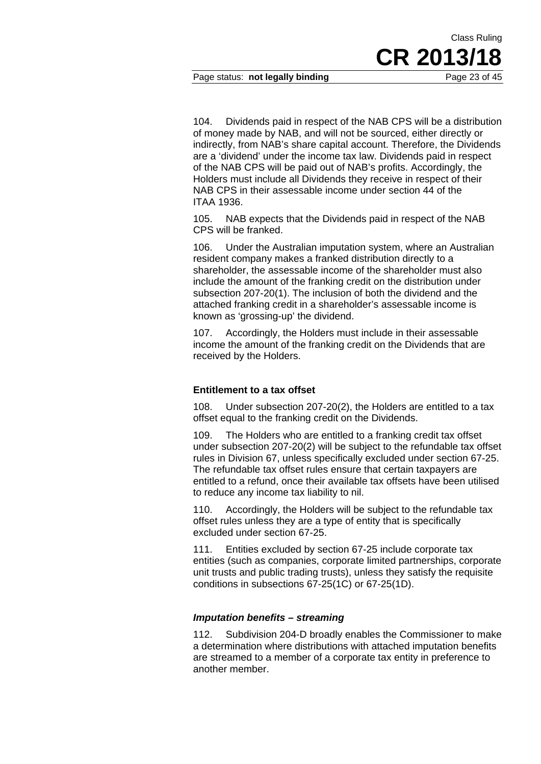104. Dividends paid in respect of the NAB CPS will be a distribution of money made by NAB, and will not be sourced, either directly or indirectly, from NAB's share capital account. Therefore, the Dividends are a 'dividend' under the income tax law. Dividends paid in respect of the NAB CPS will be paid out of NAB's profits. Accordingly, the Holders must include all Dividends they receive in respect of their NAB CPS in their assessable income under section 44 of the ITAA 1936.

105. NAB expects that the Dividends paid in respect of the NAB CPS will be franked.

106. Under the Australian imputation system, where an Australian resident company makes a franked distribution directly to a shareholder, the assessable income of the shareholder must also include the amount of the franking credit on the distribution under subsection 207-20(1). The inclusion of both the dividend and the attached franking credit in a shareholder's assessable income is known as 'grossing-up' the dividend.

107. Accordingly, the Holders must include in their assessable income the amount of the franking credit on the Dividends that are received by the Holders.

### Entitlement to a tax offset

108. Under subsection 207-20(2), the Holders are entitled to a tax offset equal to the franking credit on the Dividends.

109. The Holders who are entitled to a franking credit tax offset under subsection 207-20(2) will be subject to the refundable tax offset rules in Division 67, unless specifically excluded under section 67-25. The refundable tax offset rules ensure that certain taxpayers are entitled to a refund, once their available tax offsets have been utilised to reduce any income tax liability to nil.

110. Accordingly, the Holders will be subject to the refundable tax offset rules unless they are a type of entity that is specifically excluded under section 67-25.

111. Entities excluded by section 67-25 include corporate tax entities (such as companies, corporate limited partnerships, corporate unit trusts and public trading trusts), unless they satisfy the requisite conditions in subsections 67-25(1C) or 67-25(1D).

#### *Imputation benefits – streaming*

112. Subdivision 204-D broadly enables the Commissioner to make a determination where distributions with attached imputation benefits are streamed to a member of a corporate tax entity in preference to another member.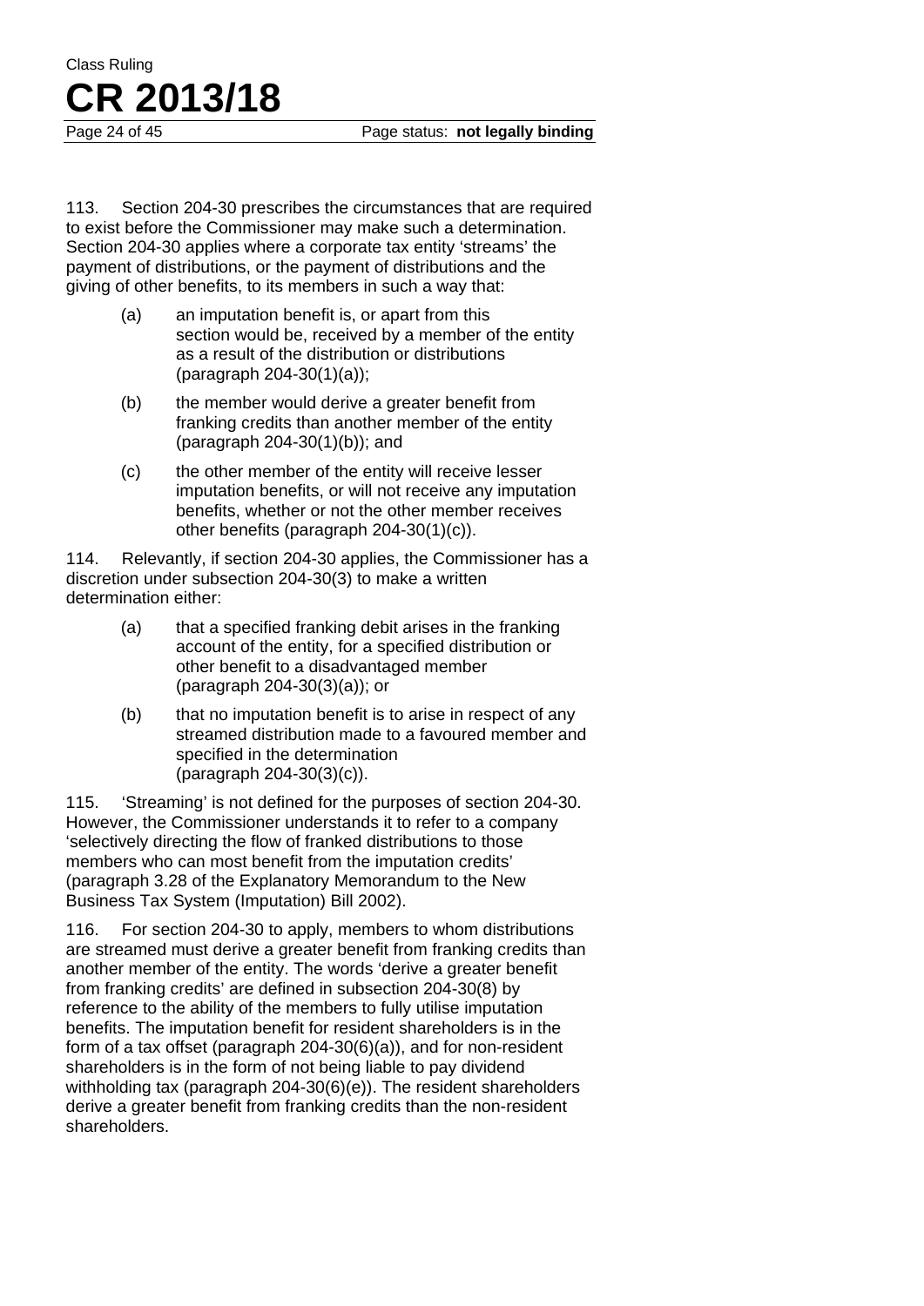113. Section 204-30 prescribes the circumstances that are required to exist before the Commissioner may make such a determination. Section 204-30 applies where a corporate tax entity 'streams' the payment of distributions, or the payment of distributions and the giving of other benefits, to its members in such a way that:

(a) an imputation benefit is, or apart from this section would be, received by a member of the entity as a result of the distribution or distributions (paragraph 204-30(1)(a));

(b) the member would derive a greater benefit from franking credits than another member of the entity (paragraph 204-30(1)(b)); and

(c) the other member of the entity will receive lesser imputation benefits, or will not receive any imputation benefits, whether or not the other member receives other benefits (paragraph 204-30(1)(c)).

114. Relevantly, if section 204-30 applies, the Commissioner has a discretion under subsection 204-30(3) to make a written determination either:

(a) that a specified franking debit arises in the franking account of the entity, for a specified distribution or other benefit to a disadvantaged member (paragraph 204-30(3)(a)); or

(b) that no imputation benefit is to arise in respect of any streamed distribution made to a favoured member and specified in the determination (paragraph 204-30(3)(c)).

115. 'Streaming' is not defined for the purposes of section 204-30. However, the Commissioner understands it to refer to a company 'selectively directing the flow of franked distributions to those members who can most benefit from the imputation credits' (paragraph 3.28 of the Explanatory Memorandum to the New Business Tax System (Imputation) Bill 2002).

116. For section 204-30 to apply, members to whom distributions are streamed must derive a greater benefit from franking credits than another member of the entity. The words 'derive a greater benefit from franking credits' are defined in subsection 204-30(8) by reference to the ability of the members to fully utilise imputation benefits. The imputation benefit for resident shareholders is in the form of a tax offset (paragraph 204-30(6)(a)), and for non-resident shareholders is in the form of not being liable to pay dividend withholding tax (paragraph 204-30(6)(e)). The resident shareholders derive a greater benefit from franking credits than the non-resident shareholders.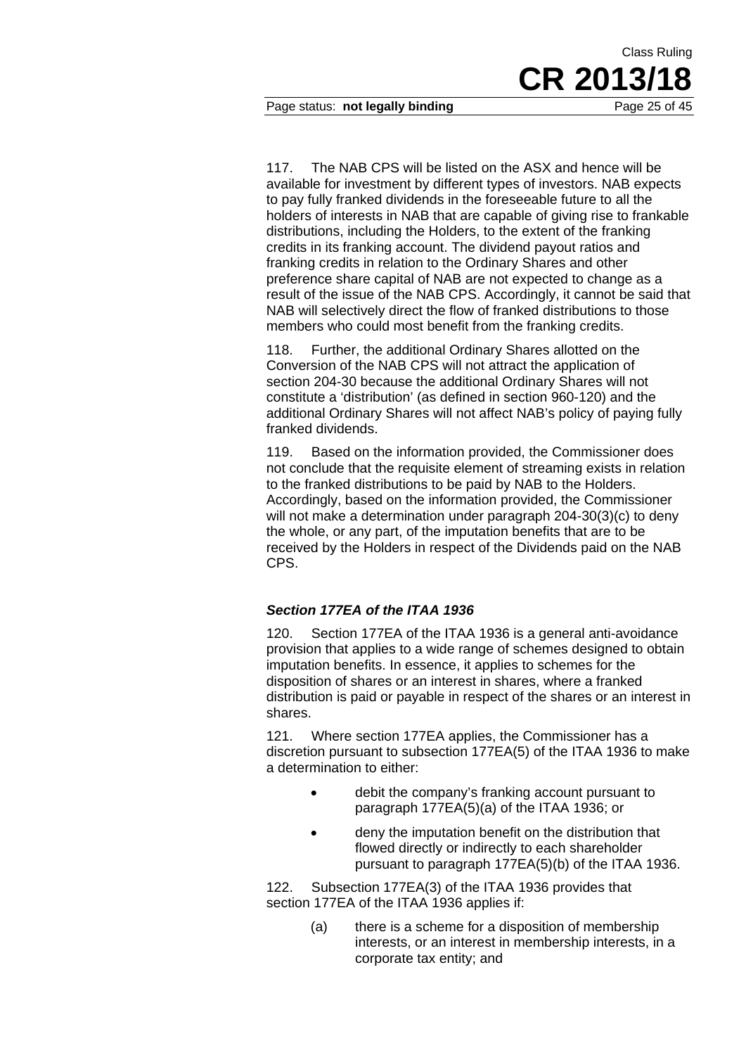117. The NAB CPS will be listed on the ASX and hence will be available for investment by different types of investors. NAB expects to pay fully franked dividends in the foreseeable future to all the holders of interests in NAB that are capable of giving rise to frankable distributions, including the Holders, to the extent of the franking credits in its franking account. The dividend payout ratios and franking credits in relation to the Ordinary Shares and other preference share capital of NAB are not expected to change as a result of the issue of the NAB CPS. Accordingly, it cannot be said that NAB will selectively direct the flow of franked distributions to those members who could most benefit from the franking credits.

118. Further, the additional Ordinary Shares allotted on the Conversion of the NAB CPS will not attract the application of section 204-30 because the additional Ordinary Shares will not constitute a 'distribution' (as defined in section 960-120) and the additional Ordinary Shares will not affect NAB's policy of paying fully franked dividends.

119. Based on the information provided, the Commissioner does not conclude that the requisite element of streaming exists in relation to the franked distributions to be paid by NAB to the Holders. Accordingly, based on the information provided, the Commissioner will not make a determination under paragraph 204-30(3)(c) to deny the whole, or any part, of the imputation benefits that are to be received by the Holders in respect of the Dividends paid on the NAB CPS.

### *Section 177EA of the ITAA 1936*

120. Section 177EA of the ITAA 1936 is a general anti-avoidance provision that applies to a wide range of schemes designed to obtain imputation benefits. In essence, it applies to schemes for the disposition of shares or an interest in shares, where a franked distribution is paid or payable in respect of the shares or an interest in shares.

121. Where section 177EA applies, the Commissioner has a discretion pursuant to subsection 177EA(5) of the ITAA 1936 to make a determination to either:

- debit the company's franking account pursuant to paragraph 177EA(5)(a) of the ITAA 1936; or
- deny the imputation benefit on the distribution that flowed directly or indirectly to each shareholder pursuant to paragraph 177EA(5)(b) of the ITAA 1936.

122. Subsection 177EA(3) of the ITAA 1936 provides that section 177EA of the ITAA 1936 applies if:

(a) there is a scheme for a disposition of membership interests, or an interest in membership interests, in a corporate tax entity; and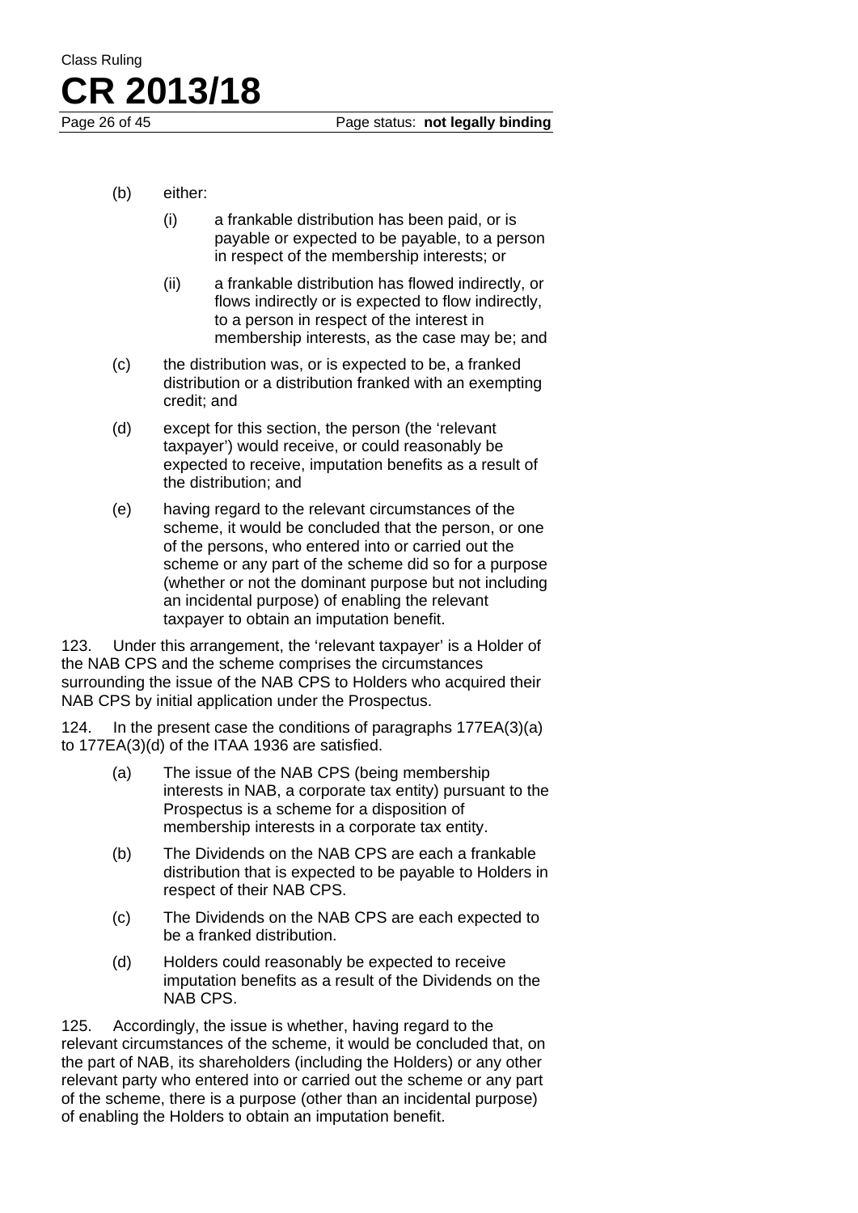(b) either:

(i) a frankable distribution has been paid, or is payable or expected to be payable, to a person in respect of the membership interests; or

(ii) a frankable distribution has flowed indirectly, or flows indirectly or is expected to flow indirectly, to a person in respect of the interest in membership interests, as the case may be; and

(c) the distribution was, or is expected to be, a franked distribution or a distribution franked with an exempting credit; and

(d) except for this section, the person (the 'relevant taxpayer') would receive, or could reasonably be expected to receive, imputation benefits as a result of the distribution; and

(e) having regard to the relevant circumstances of the scheme, it would be concluded that the person, or one of the persons, who entered into or carried out the scheme or any part of the scheme did so for a purpose (whether or not the dominant purpose but not including an incidental purpose) of enabling the relevant taxpayer to obtain an imputation benefit.

123. Under this arrangement, the 'relevant taxpayer' is a Holder of the NAB CPS and the scheme comprises the circumstances surrounding the issue of the NAB CPS to Holders who acquired their NAB CPS by initial application under the Prospectus.

124. In the present case the conditions of paragraphs 177EA(3)(a) to 177EA(3)(d) of the ITAA 1936 are satisfied.

(a) The issue of the NAB CPS (being membership interests in NAB, a corporate tax entity) pursuant to the Prospectus is a scheme for a disposition of membership interests in a corporate tax entity.

(b) The Dividends on the NAB CPS are each a frankable distribution that is expected to be payable to Holders in respect of their NAB CPS.

(c) The Dividends on the NAB CPS are each expected to be a franked distribution.

(d) Holders could reasonably be expected to receive imputation benefits as a result of the Dividends on the NAB CPS.

125. Accordingly, the issue is whether, having regard to the relevant circumstances of the scheme, it would be concluded that, on the part of NAB, its shareholders (including the Holders) or any other relevant party who entered into or carried out the scheme or any part of the scheme, there is a purpose (other than an incidental purpose) of enabling the Holders to obtain an imputation benefit.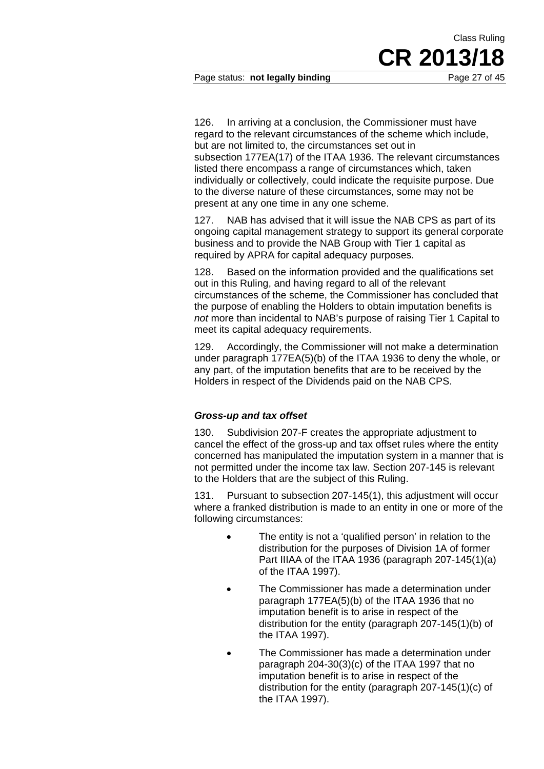126. In arriving at a conclusion, the Commissioner must have regard to the relevant circumstances of the scheme which include, but are not limited to, the circumstances set out in subsection 177EA(17) of the ITAA 1936. The relevant circumstances listed there encompass a range of circumstances which, taken individually or collectively, could indicate the requisite purpose. Due to the diverse nature of these circumstances, some may not be present at any one time in any one scheme.

127. NAB has advised that it will issue the NAB CPS as part of its ongoing capital management strategy to support its general corporate business and to provide the NAB Group with Tier 1 capital as required by APRA for capital adequacy purposes.

128. Based on the information provided and the qualifications set out in this Ruling, and having regard to all of the relevant circumstances of the scheme, the Commissioner has concluded that the purpose of enabling the Holders to obtain imputation benefits is *not* more than incidental to NAB's purpose of raising Tier 1 Capital to meet its capital adequacy requirements.

129. Accordingly, the Commissioner will not make a determination under paragraph 177EA(5)(b) of the ITAA 1936 to deny the whole, or any part, of the imputation benefits that are to be received by the Holders in respect of the Dividends paid on the NAB CPS.

### *Gross-up and tax offset*

130. Subdivision 207-F creates the appropriate adjustment to cancel the effect of the gross-up and tax offset rules where the entity concerned has manipulated the imputation system in a manner that is not permitted under the income tax law. Section 207-145 is relevant to the Holders that are the subject of this Ruling.

131. Pursuant to subsection 207-145(1), this adjustment will occur where a franked distribution is made to an entity in one or more of the following circumstances:

- The entity is not a 'qualified person' in relation to the distribution for the purposes of Division 1A of former Part IIIAA of the ITAA 1936 (paragraph 207-145(1)(a) of the ITAA 1997).
- The Commissioner has made a determination under paragraph 177EA(5)(b) of the ITAA 1936 that no imputation benefit is to arise in respect of the distribution for the entity (paragraph 207-145(1)(b) of the ITAA 1997).
- The Commissioner has made a determination under paragraph 204-30(3)(c) of the ITAA 1997 that no imputation benefit is to arise in respect of the distribution for the entity (paragraph 207-145(1)(c) of the ITAA 1997).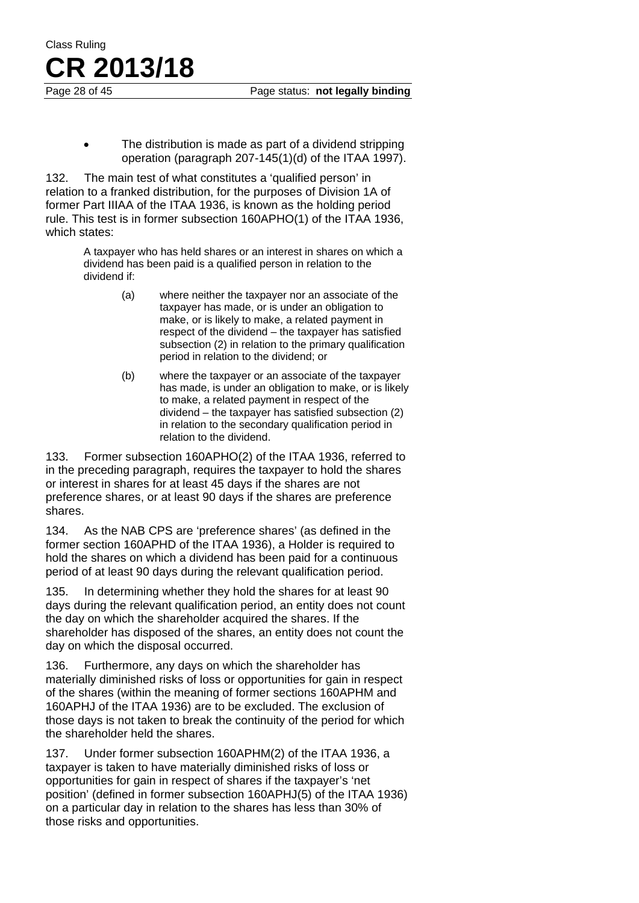- The distribution is made as part of a dividend stripping operation (paragraph 207-145(1)(d) of the ITAA 1997).

132. The main test of what constitutes a 'qualified person' in relation to a franked distribution, for the purposes of Division 1A of former Part IIIAA of the ITAA 1936, is known as the holding period rule. This test is in former subsection 160APHO(1) of the ITAA 1936, which states:

> A taxpayer who has held shares or an interest in shares on which a dividend has been paid is a qualified person in relation to the dividend if:
>
> (a) where neither the taxpayer nor an associate of the taxpayer has made, or is under an obligation to make, or is likely to make, a related payment in respect of the dividend – the taxpayer has satisfied subsection (2) in relation to the primary qualification period in relation to the dividend; or
>
> (b) where the taxpayer or an associate of the taxpayer has made, is under an obligation to make, or is likely to make, a related payment in respect of the dividend – the taxpayer has satisfied subsection (2) in relation to the secondary qualification period in relation to the dividend.

133. Former subsection 160APHO(2) of the ITAA 1936, referred to in the preceding paragraph, requires the taxpayer to hold the shares or interest in shares for at least 45 days if the shares are not preference shares, or at least 90 days if the shares are preference shares.

134. As the NAB CPS are 'preference shares' (as defined in the former section 160APHD of the ITAA 1936), a Holder is required to hold the shares on which a dividend has been paid for a continuous period of at least 90 days during the relevant qualification period.

135. In determining whether they hold the shares for at least 90 days during the relevant qualification period, an entity does not count the day on which the shareholder acquired the shares. If the shareholder has disposed of the shares, an entity does not count the day on which the disposal occurred.

136. Furthermore, any days on which the shareholder has materially diminished risks of loss or opportunities for gain in respect of the shares (within the meaning of former sections 160APHM and 160APHJ of the ITAA 1936) are to be excluded. The exclusion of those days is not taken to break the continuity of the period for which the shareholder held the shares.

137. Under former subsection 160APHM(2) of the ITAA 1936, a taxpayer is taken to have materially diminished risks of loss or opportunities for gain in respect of shares if the taxpayer's 'net position' (defined in former subsection 160APHJ(5) of the ITAA 1936) on a particular day in relation to the shares has less than 30% of those risks and opportunities.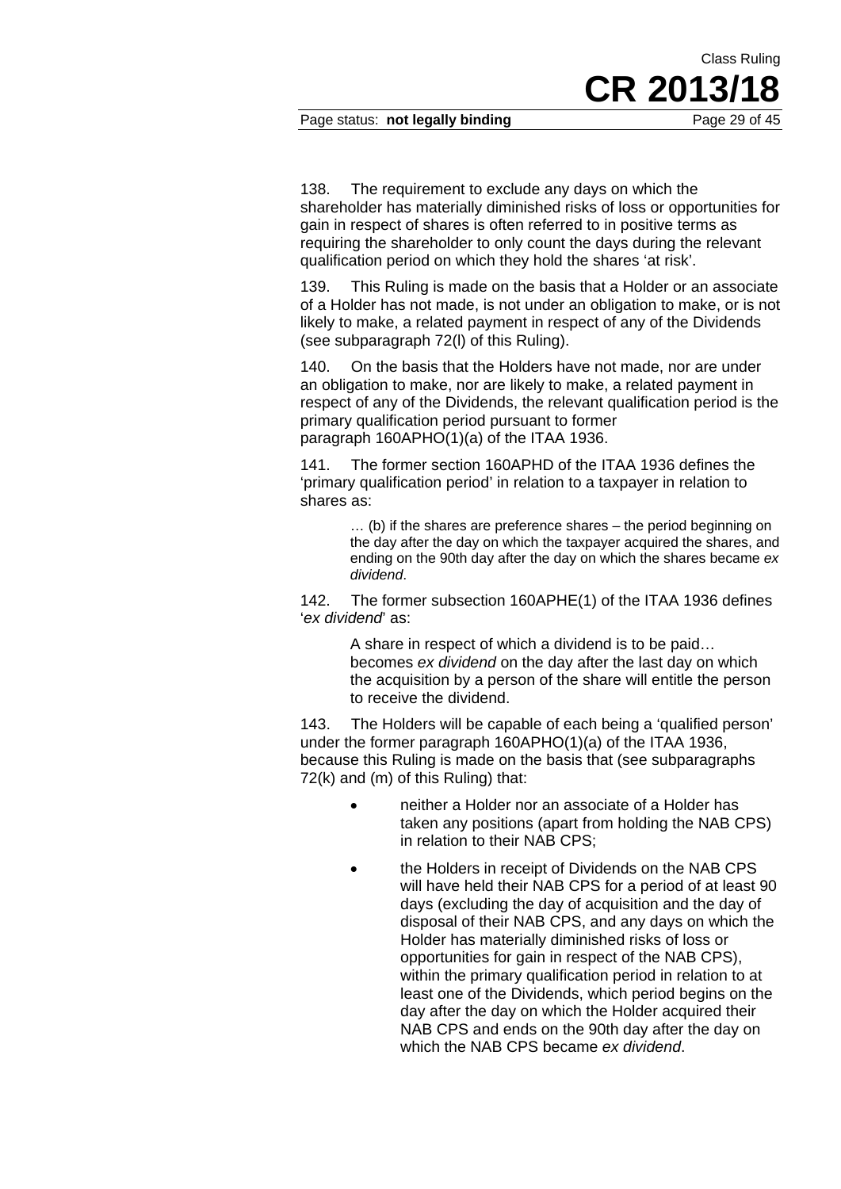138. The requirement to exclude any days on which the shareholder has materially diminished risks of loss or opportunities for gain in respect of shares is often referred to in positive terms as requiring the shareholder to only count the days during the relevant qualification period on which they hold the shares 'at risk'.

139. This Ruling is made on the basis that a Holder or an associate of a Holder has not made, is not under an obligation to make, or is not likely to make, a related payment in respect of any of the Dividends (see subparagraph 72(l) of this Ruling).

140. On the basis that the Holders have not made, nor are under an obligation to make, nor are likely to make, a related payment in respect of any of the Dividends, the relevant qualification period is the primary qualification period pursuant to former paragraph 160APHO(1)(a) of the ITAA 1936.

141. The former section 160APHD of the ITAA 1936 defines the 'primary qualification period' in relation to a taxpayer in relation to shares as:

> … (b) if the shares are preference shares – the period beginning on the day after the day on which the taxpayer acquired the shares, and ending on the 90th day after the day on which the shares became *ex dividend*.

142. The former subsection 160APHE(1) of the ITAA 1936 defines '*ex dividend*' as:

> A share in respect of which a dividend is to be paid… becomes *ex dividend* on the day after the last day on which the acquisition by a person of the share will entitle the person to receive the dividend.

143. The Holders will be capable of each being a 'qualified person' under the former paragraph 160APHO(1)(a) of the ITAA 1936, because this Ruling is made on the basis that (see subparagraphs 72(k) and (m) of this Ruling) that:

- neither a Holder nor an associate of a Holder has taken any positions (apart from holding the NAB CPS) in relation to their NAB CPS;
- the Holders in receipt of Dividends on the NAB CPS will have held their NAB CPS for a period of at least 90 days (excluding the day of acquisition and the day of disposal of their NAB CPS, and any days on which the Holder has materially diminished risks of loss or opportunities for gain in respect of the NAB CPS), within the primary qualification period in relation to at least one of the Dividends, which period begins on the day after the day on which the Holder acquired their NAB CPS and ends on the 90th day after the day on which the NAB CPS became *ex dividend*.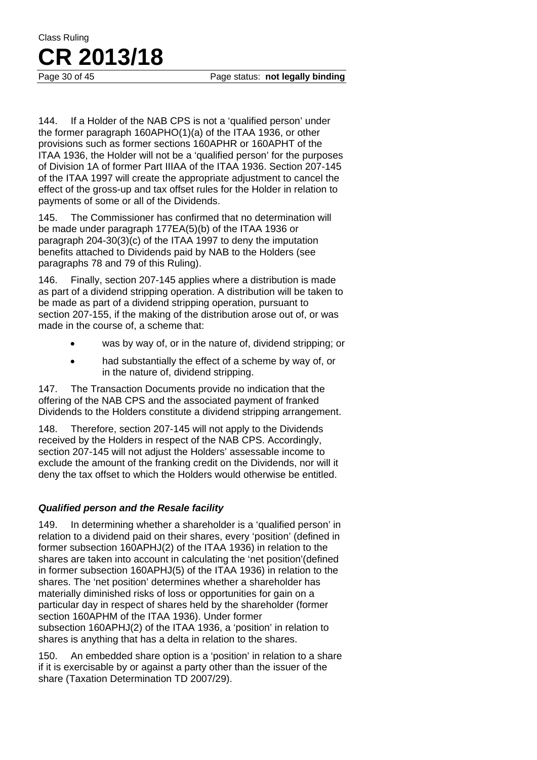144. If a Holder of the NAB CPS is not a 'qualified person' under the former paragraph 160APHO(1)(a) of the ITAA 1936, or other provisions such as former sections 160APHR or 160APHT of the ITAA 1936, the Holder will not be a 'qualified person' for the purposes of Division 1A of former Part IIIAA of the ITAA 1936. Section 207-145 of the ITAA 1997 will create the appropriate adjustment to cancel the effect of the gross-up and tax offset rules for the Holder in relation to payments of some or all of the Dividends.

145. The Commissioner has confirmed that no determination will be made under paragraph 177EA(5)(b) of the ITAA 1936 or paragraph 204-30(3)(c) of the ITAA 1997 to deny the imputation benefits attached to Dividends paid by NAB to the Holders (see paragraphs 78 and 79 of this Ruling).

146. Finally, section 207-145 applies where a distribution is made as part of a dividend stripping operation. A distribution will be taken to be made as part of a dividend stripping operation, pursuant to section 207-155, if the making of the distribution arose out of, or was made in the course of, a scheme that:

- was by way of, or in the nature of, dividend stripping; or
- had substantially the effect of a scheme by way of, or in the nature of, dividend stripping.

147. The Transaction Documents provide no indication that the offering of the NAB CPS and the associated payment of franked Dividends to the Holders constitute a dividend stripping arrangement.

148. Therefore, section 207-145 will not apply to the Dividends received by the Holders in respect of the NAB CPS. Accordingly, section 207-145 will not adjust the Holders' assessable income to exclude the amount of the franking credit on the Dividends, nor will it deny the tax offset to which the Holders would otherwise be entitled.

### *Qualified person and the Resale facility*

149. In determining whether a shareholder is a 'qualified person' in relation to a dividend paid on their shares, every 'position' (defined in former subsection 160APHJ(2) of the ITAA 1936) in relation to the shares are taken into account in calculating the 'net position'(defined in former subsection 160APHJ(5) of the ITAA 1936) in relation to the shares. The 'net position' determines whether a shareholder has materially diminished risks of loss or opportunities for gain on a particular day in respect of shares held by the shareholder (former section 160APHM of the ITAA 1936). Under former subsection 160APHJ(2) of the ITAA 1936, a 'position' in relation to shares is anything that has a delta in relation to the shares.

150. An embedded share option is a 'position' in relation to a share if it is exercisable by or against a party other than the issuer of the share (Taxation Determination TD 2007/29).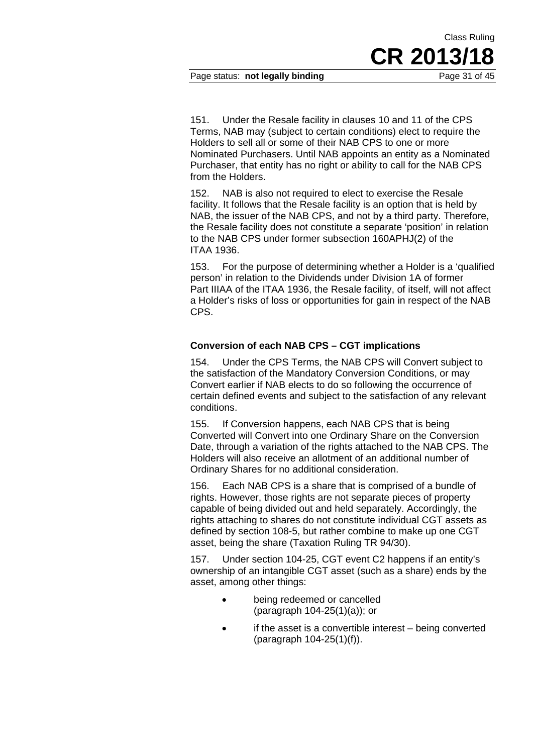151. Under the Resale facility in clauses 10 and 11 of the CPS Terms, NAB may (subject to certain conditions) elect to require the Holders to sell all or some of their NAB CPS to one or more Nominated Purchasers. Until NAB appoints an entity as a Nominated Purchaser, that entity has no right or ability to call for the NAB CPS from the Holders.

152. NAB is also not required to elect to exercise the Resale facility. It follows that the Resale facility is an option that is held by NAB, the issuer of the NAB CPS, and not by a third party. Therefore, the Resale facility does not constitute a separate 'position' in relation to the NAB CPS under former subsection 160APHJ(2) of the ITAA 1936.

153. For the purpose of determining whether a Holder is a 'qualified person' in relation to the Dividends under Division 1A of former Part IIIAA of the ITAA 1936, the Resale facility, of itself, will not affect a Holder's risks of loss or opportunities for gain in respect of the NAB CPS.

### Conversion of each NAB CPS – CGT implications

154. Under the CPS Terms, the NAB CPS will Convert subject to the satisfaction of the Mandatory Conversion Conditions, or may Convert earlier if NAB elects to do so following the occurrence of certain defined events and subject to the satisfaction of any relevant conditions.

155. If Conversion happens, each NAB CPS that is being Converted will Convert into one Ordinary Share on the Conversion Date, through a variation of the rights attached to the NAB CPS. The Holders will also receive an allotment of an additional number of Ordinary Shares for no additional consideration.

156. Each NAB CPS is a share that is comprised of a bundle of rights. However, those rights are not separate pieces of property capable of being divided out and held separately. Accordingly, the rights attaching to shares do not constitute individual CGT assets as defined by section 108-5, but rather combine to make up one CGT asset, being the share (Taxation Ruling TR 94/30).

157. Under section 104-25, CGT event C2 happens if an entity's ownership of an intangible CGT asset (such as a share) ends by the asset, among other things:

- being redeemed or cancelled (paragraph 104-25(1)(a)); or
- if the asset is a convertible interest – being converted (paragraph 104-25(1)(f)).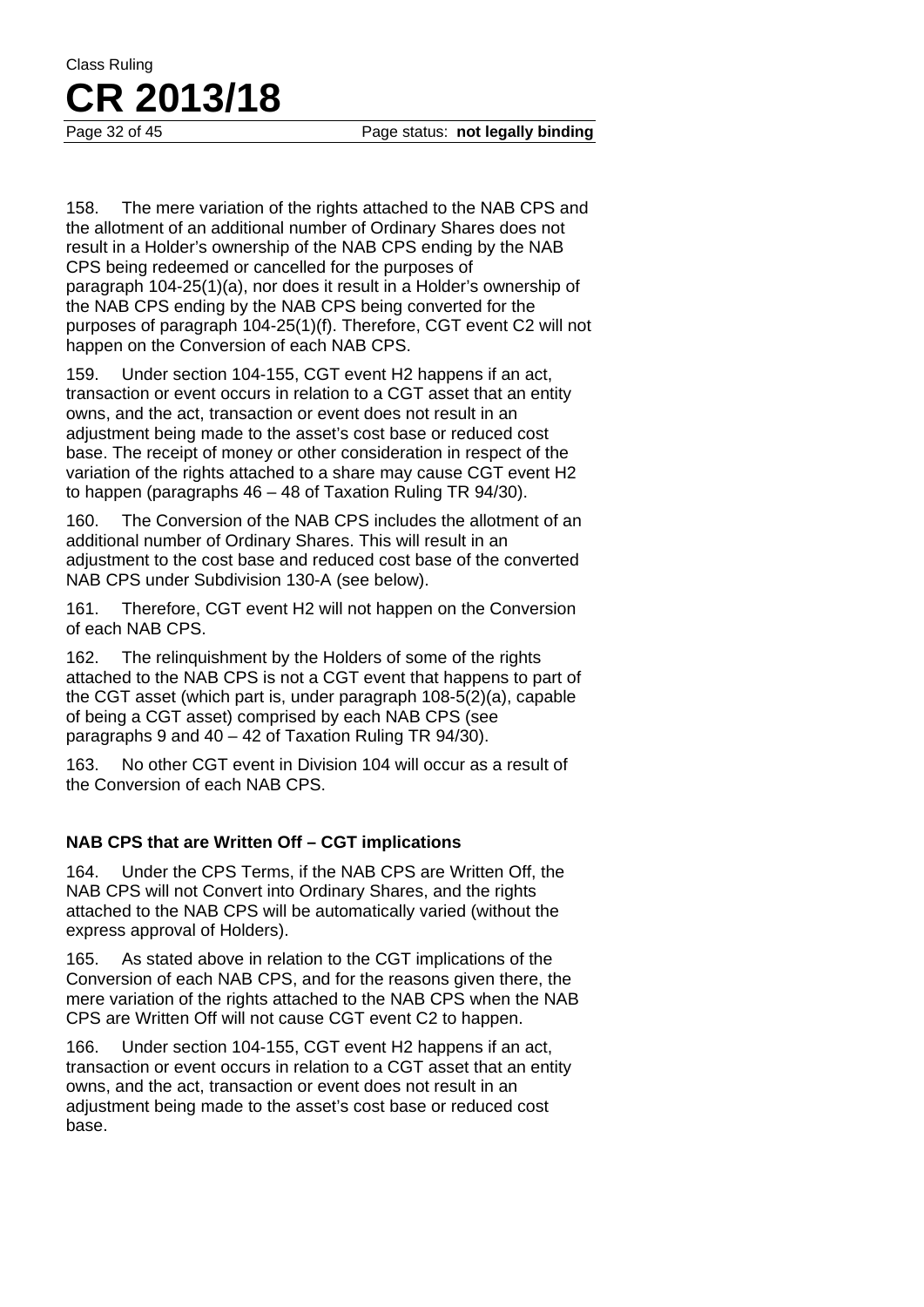158. The mere variation of the rights attached to the NAB CPS and the allotment of an additional number of Ordinary Shares does not result in a Holder's ownership of the NAB CPS ending by the NAB CPS being redeemed or cancelled for the purposes of paragraph 104-25(1)(a), nor does it result in a Holder's ownership of the NAB CPS ending by the NAB CPS being converted for the purposes of paragraph 104-25(1)(f). Therefore, CGT event C2 will not happen on the Conversion of each NAB CPS.

159. Under section 104-155, CGT event H2 happens if an act, transaction or event occurs in relation to a CGT asset that an entity owns, and the act, transaction or event does not result in an adjustment being made to the asset's cost base or reduced cost base. The receipt of money or other consideration in respect of the variation of the rights attached to a share may cause CGT event H2 to happen (paragraphs 46 – 48 of Taxation Ruling TR 94/30).

160. The Conversion of the NAB CPS includes the allotment of an additional number of Ordinary Shares. This will result in an adjustment to the cost base and reduced cost base of the converted NAB CPS under Subdivision 130-A (see below).

161. Therefore, CGT event H2 will not happen on the Conversion of each NAB CPS.

162. The relinquishment by the Holders of some of the rights attached to the NAB CPS is not a CGT event that happens to part of the CGT asset (which part is, under paragraph 108-5(2)(a), capable of being a CGT asset) comprised by each NAB CPS (see paragraphs 9 and 40 – 42 of Taxation Ruling TR 94/30).

163. No other CGT event in Division 104 will occur as a result of the Conversion of each NAB CPS.

**NAB CPS that are Written Off – CGT implications**

164. Under the CPS Terms, if the NAB CPS are Written Off, the NAB CPS will not Convert into Ordinary Shares, and the rights attached to the NAB CPS will be automatically varied (without the express approval of Holders).

165. As stated above in relation to the CGT implications of the Conversion of each NAB CPS, and for the reasons given there, the mere variation of the rights attached to the NAB CPS when the NAB CPS are Written Off will not cause CGT event C2 to happen.

166. Under section 104-155, CGT event H2 happens if an act, transaction or event occurs in relation to a CGT asset that an entity owns, and the act, transaction or event does not result in an adjustment being made to the asset's cost base or reduced cost base.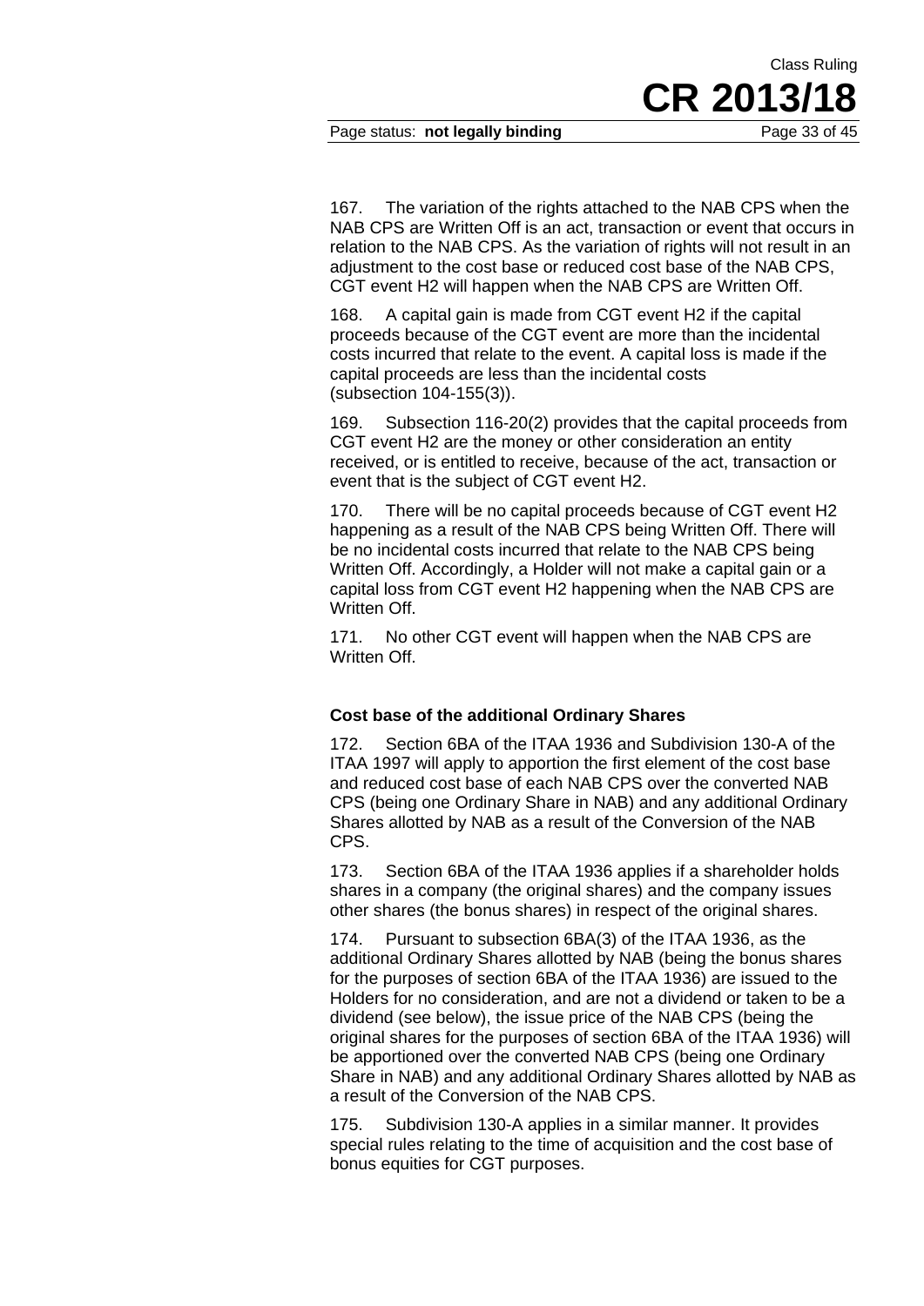167. The variation of the rights attached to the NAB CPS when the NAB CPS are Written Off is an act, transaction or event that occurs in relation to the NAB CPS. As the variation of rights will not result in an adjustment to the cost base or reduced cost base of the NAB CPS, CGT event H2 will happen when the NAB CPS are Written Off.

168. A capital gain is made from CGT event H2 if the capital proceeds because of the CGT event are more than the incidental costs incurred that relate to the event. A capital loss is made if the capital proceeds are less than the incidental costs (subsection 104-155(3)).

169. Subsection 116-20(2) provides that the capital proceeds from CGT event H2 are the money or other consideration an entity received, or is entitled to receive, because of the act, transaction or event that is the subject of CGT event H2.

170. There will be no capital proceeds because of CGT event H2 happening as a result of the NAB CPS being Written Off. There will be no incidental costs incurred that relate to the NAB CPS being Written Off. Accordingly, a Holder will not make a capital gain or a capital loss from CGT event H2 happening when the NAB CPS are Written Off.

171. No other CGT event will happen when the NAB CPS are Written Off.

**Cost base of the additional Ordinary Shares**

172. Section 6BA of the ITAA 1936 and Subdivision 130-A of the ITAA 1997 will apply to apportion the first element of the cost base and reduced cost base of each NAB CPS over the converted NAB CPS (being one Ordinary Share in NAB) and any additional Ordinary Shares allotted by NAB as a result of the Conversion of the NAB CPS.

173. Section 6BA of the ITAA 1936 applies if a shareholder holds shares in a company (the original shares) and the company issues other shares (the bonus shares) in respect of the original shares.

174. Pursuant to subsection 6BA(3) of the ITAA 1936, as the additional Ordinary Shares allotted by NAB (being the bonus shares for the purposes of section 6BA of the ITAA 1936) are issued to the Holders for no consideration, and are not a dividend or taken to be a dividend (see below), the issue price of the NAB CPS (being the original shares for the purposes of section 6BA of the ITAA 1936) will be apportioned over the converted NAB CPS (being one Ordinary Share in NAB) and any additional Ordinary Shares allotted by NAB as a result of the Conversion of the NAB CPS.

175. Subdivision 130-A applies in a similar manner. It provides special rules relating to the time of acquisition and the cost base of bonus equities for CGT purposes.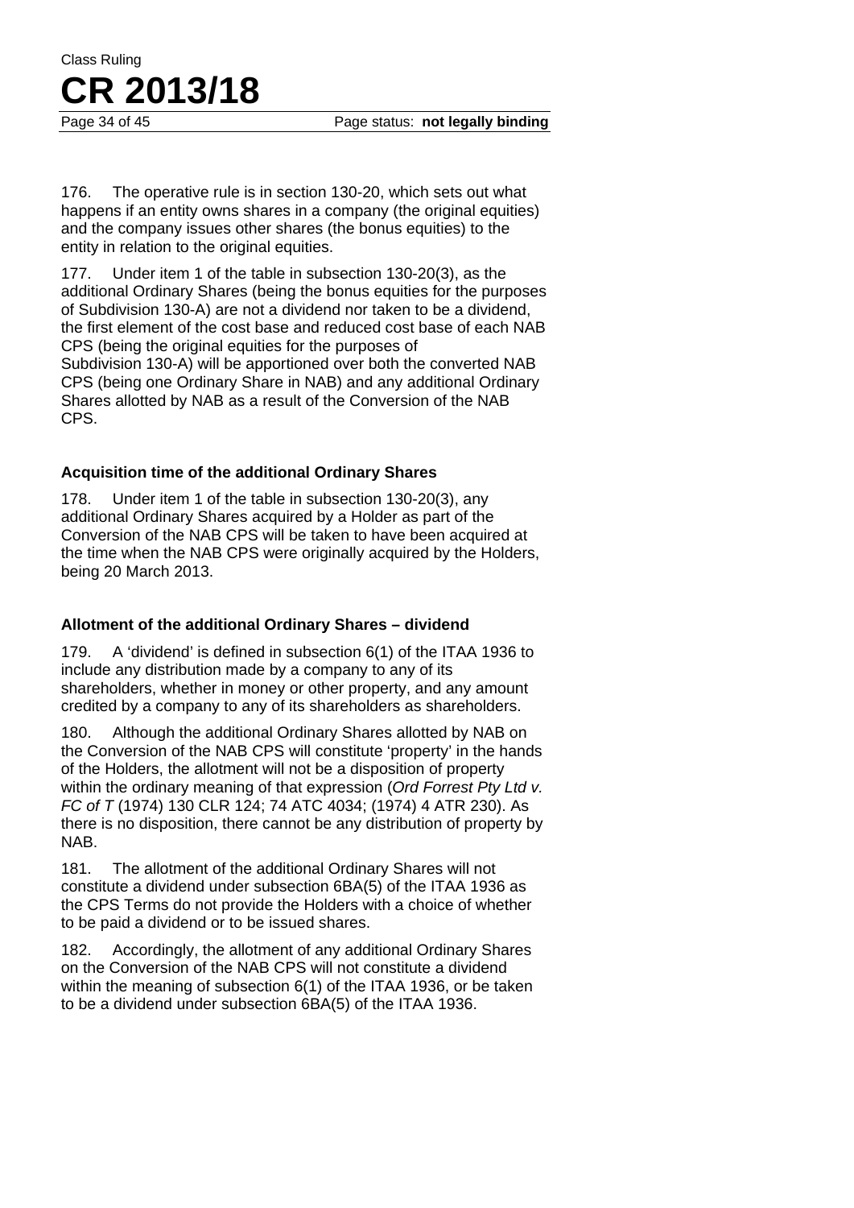176. The operative rule is in section 130-20, which sets out what happens if an entity owns shares in a company (the original equities) and the company issues other shares (the bonus equities) to the entity in relation to the original equities.

177. Under item 1 of the table in subsection 130-20(3), as the additional Ordinary Shares (being the bonus equities for the purposes of Subdivision 130-A) are not a dividend nor taken to be a dividend, the first element of the cost base and reduced cost base of each NAB CPS (being the original equities for the purposes of Subdivision 130-A) will be apportioned over both the converted NAB CPS (being one Ordinary Share in NAB) and any additional Ordinary Shares allotted by NAB as a result of the Conversion of the NAB CPS.

### Acquisition time of the additional Ordinary Shares

178. Under item 1 of the table in subsection 130-20(3), any additional Ordinary Shares acquired by a Holder as part of the Conversion of the NAB CPS will be taken to have been acquired at the time when the NAB CPS were originally acquired by the Holders, being 20 March 2013.

### Allotment of the additional Ordinary Shares – dividend

179. A 'dividend' is defined in subsection 6(1) of the ITAA 1936 to include any distribution made by a company to any of its shareholders, whether in money or other property, and any amount credited by a company to any of its shareholders as shareholders.

180. Although the additional Ordinary Shares allotted by NAB on the Conversion of the NAB CPS will constitute 'property' in the hands of the Holders, the allotment will not be a disposition of property within the ordinary meaning of that expression (*Ord Forrest Pty Ltd v. FC of T* (1974) 130 CLR 124; 74 ATC 4034; (1974) 4 ATR 230). As there is no disposition, there cannot be any distribution of property by NAB.

181. The allotment of the additional Ordinary Shares will not constitute a dividend under subsection 6BA(5) of the ITAA 1936 as the CPS Terms do not provide the Holders with a choice of whether to be paid a dividend or to be issued shares.

182. Accordingly, the allotment of any additional Ordinary Shares on the Conversion of the NAB CPS will not constitute a dividend within the meaning of subsection 6(1) of the ITAA 1936, or be taken to be a dividend under subsection 6BA(5) of the ITAA 1936.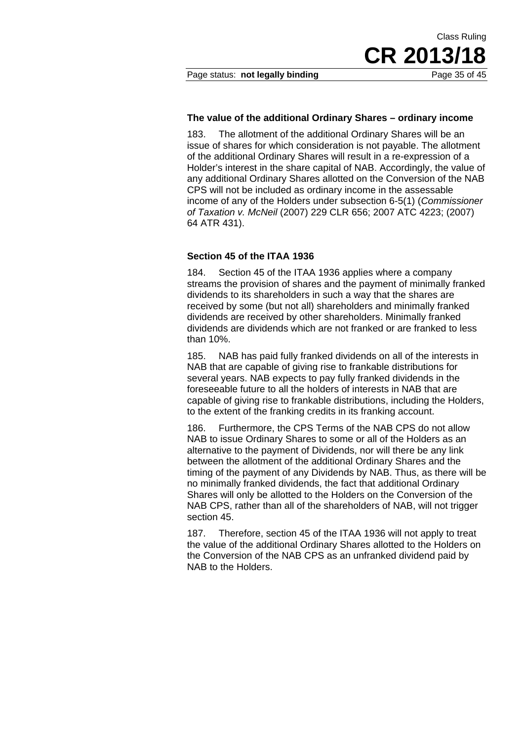### The value of the additional Ordinary Shares – ordinary income

183. The allotment of the additional Ordinary Shares will be an issue of shares for which consideration is not payable. The allotment of the additional Ordinary Shares will result in a re-expression of a Holder's interest in the share capital of NAB. Accordingly, the value of any additional Ordinary Shares allotted on the Conversion of the NAB CPS will not be included as ordinary income in the assessable income of any of the Holders under subsection 6-5(1) (*Commissioner of Taxation v. McNeil* (2007) 229 CLR 656; 2007 ATC 4223; (2007) 64 ATR 431).

### Section 45 of the ITAA 1936

184. Section 45 of the ITAA 1936 applies where a company streams the provision of shares and the payment of minimally franked dividends to its shareholders in such a way that the shares are received by some (but not all) shareholders and minimally franked dividends are received by other shareholders. Minimally franked dividends are dividends which are not franked or are franked to less than 10%.

185. NAB has paid fully franked dividends on all of the interests in NAB that are capable of giving rise to frankable distributions for several years. NAB expects to pay fully franked dividends in the foreseeable future to all the holders of interests in NAB that are capable of giving rise to frankable distributions, including the Holders, to the extent of the franking credits in its franking account.

186. Furthermore, the CPS Terms of the NAB CPS do not allow NAB to issue Ordinary Shares to some or all of the Holders as an alternative to the payment of Dividends, nor will there be any link between the allotment of the additional Ordinary Shares and the timing of the payment of any Dividends by NAB. Thus, as there will be no minimally franked dividends, the fact that additional Ordinary Shares will only be allotted to the Holders on the Conversion of the NAB CPS, rather than all of the shareholders of NAB, will not trigger section 45.

187. Therefore, section 45 of the ITAA 1936 will not apply to treat the value of the additional Ordinary Shares allotted to the Holders on the Conversion of the NAB CPS as an unfranked dividend paid by NAB to the Holders.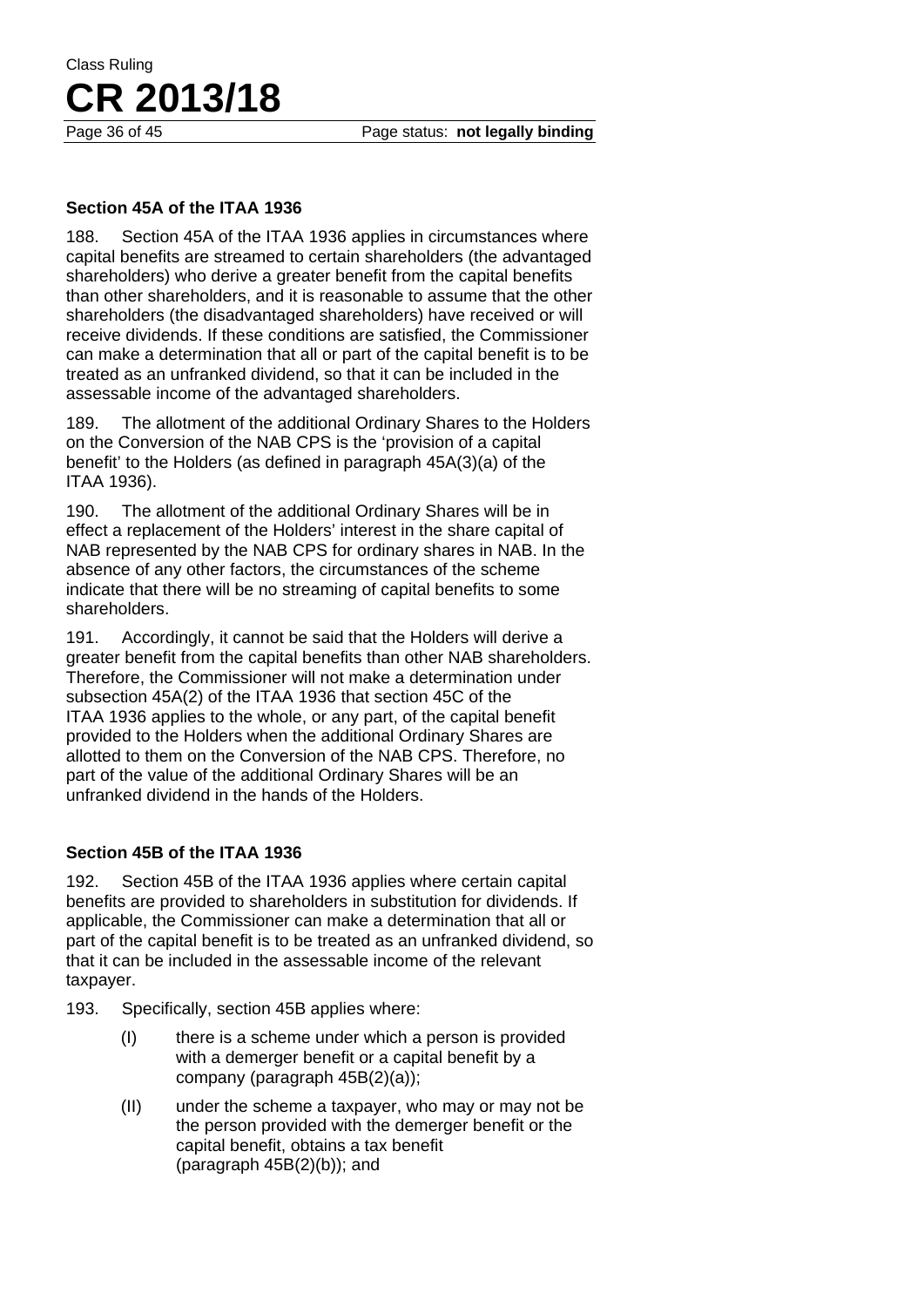### Section 45A of the ITAA 1936

188. Section 45A of the ITAA 1936 applies in circumstances where capital benefits are streamed to certain shareholders (the advantaged shareholders) who derive a greater benefit from the capital benefits than other shareholders, and it is reasonable to assume that the other shareholders (the disadvantaged shareholders) have received or will receive dividends. If these conditions are satisfied, the Commissioner can make a determination that all or part of the capital benefit is to be treated as an unfranked dividend, so that it can be included in the assessable income of the advantaged shareholders.

189. The allotment of the additional Ordinary Shares to the Holders on the Conversion of the NAB CPS is the 'provision of a capital benefit' to the Holders (as defined in paragraph 45A(3)(a) of the ITAA 1936).

190. The allotment of the additional Ordinary Shares will be in effect a replacement of the Holders' interest in the share capital of NAB represented by the NAB CPS for ordinary shares in NAB. In the absence of any other factors, the circumstances of the scheme indicate that there will be no streaming of capital benefits to some shareholders.

191. Accordingly, it cannot be said that the Holders will derive a greater benefit from the capital benefits than other NAB shareholders. Therefore, the Commissioner will not make a determination under subsection 45A(2) of the ITAA 1936 that section 45C of the ITAA 1936 applies to the whole, or any part, of the capital benefit provided to the Holders when the additional Ordinary Shares are allotted to them on the Conversion of the NAB CPS. Therefore, no part of the value of the additional Ordinary Shares will be an unfranked dividend in the hands of the Holders.

### Section 45B of the ITAA 1936

192. Section 45B of the ITAA 1936 applies where certain capital benefits are provided to shareholders in substitution for dividends. If applicable, the Commissioner can make a determination that all or part of the capital benefit is to be treated as an unfranked dividend, so that it can be included in the assessable income of the relevant taxpayer.

193. Specifically, section 45B applies where:

- (I) there is a scheme under which a person is provided with a demerger benefit or a capital benefit by a company (paragraph 45B(2)(a));
- (II) under the scheme a taxpayer, who may or may not be the person provided with the demerger benefit or the capital benefit, obtains a tax benefit (paragraph 45B(2)(b)); and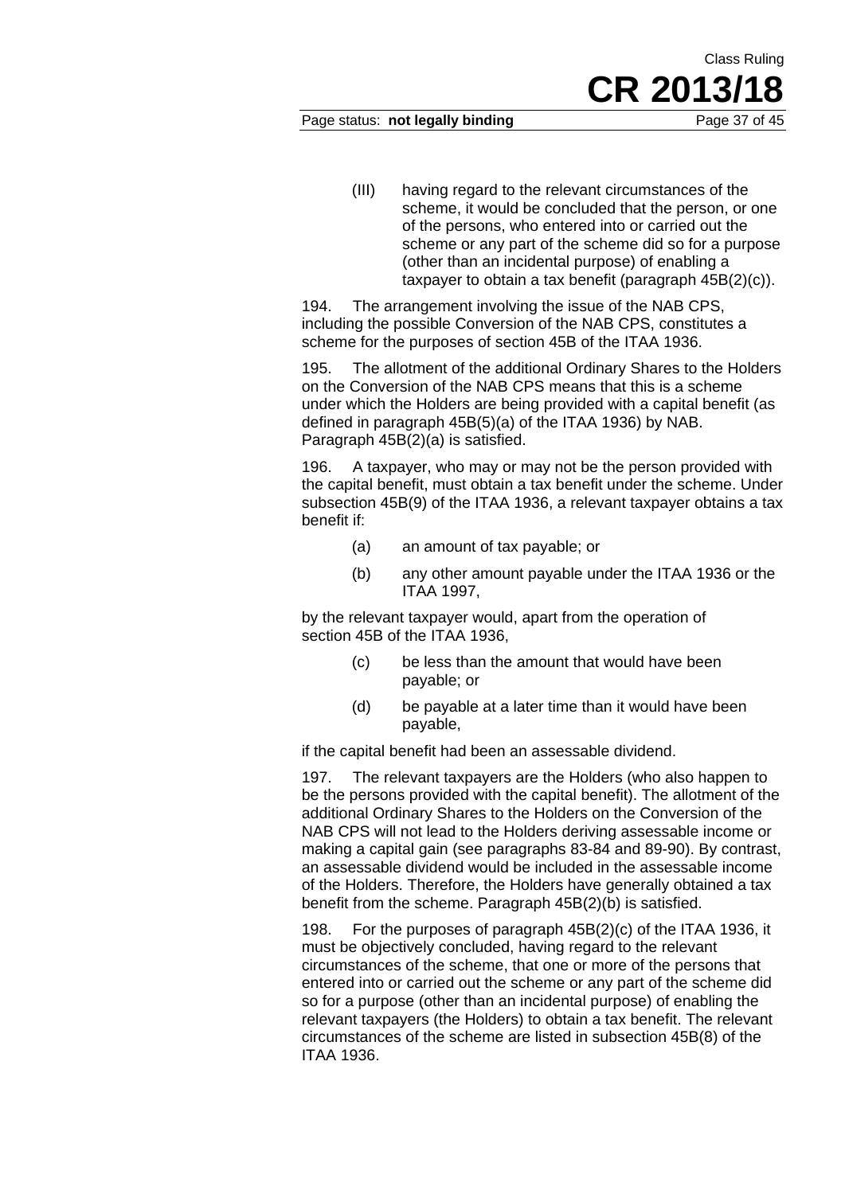(III) having regard to the relevant circumstances of the scheme, it would be concluded that the person, or one of the persons, who entered into or carried out the scheme or any part of the scheme did so for a purpose (other than an incidental purpose) of enabling a taxpayer to obtain a tax benefit (paragraph 45B(2)(c)).

194. The arrangement involving the issue of the NAB CPS, including the possible Conversion of the NAB CPS, constitutes a scheme for the purposes of section 45B of the ITAA 1936.

195. The allotment of the additional Ordinary Shares to the Holders on the Conversion of the NAB CPS means that this is a scheme under which the Holders are being provided with a capital benefit (as defined in paragraph 45B(5)(a) of the ITAA 1936) by NAB. Paragraph 45B(2)(a) is satisfied.

196. A taxpayer, who may or may not be the person provided with the capital benefit, must obtain a tax benefit under the scheme. Under subsection 45B(9) of the ITAA 1936, a relevant taxpayer obtains a tax benefit if:

(a) an amount of tax payable; or

(b) any other amount payable under the ITAA 1936 or the ITAA 1997,

by the relevant taxpayer would, apart from the operation of section 45B of the ITAA 1936,

(c) be less than the amount that would have been payable; or

(d) be payable at a later time than it would have been payable,

if the capital benefit had been an assessable dividend.

197. The relevant taxpayers are the Holders (who also happen to be the persons provided with the capital benefit). The allotment of the additional Ordinary Shares to the Holders on the Conversion of the NAB CPS will not lead to the Holders deriving assessable income or making a capital gain (see paragraphs 83-84 and 89-90). By contrast, an assessable dividend would be included in the assessable income of the Holders. Therefore, the Holders have generally obtained a tax benefit from the scheme. Paragraph 45B(2)(b) is satisfied.

198. For the purposes of paragraph 45B(2)(c) of the ITAA 1936, it must be objectively concluded, having regard to the relevant circumstances of the scheme, that one or more of the persons that entered into or carried out the scheme or any part of the scheme did so for a purpose (other than an incidental purpose) of enabling the relevant taxpayers (the Holders) to obtain a tax benefit. The relevant circumstances of the scheme are listed in subsection 45B(8) of the ITAA 1936.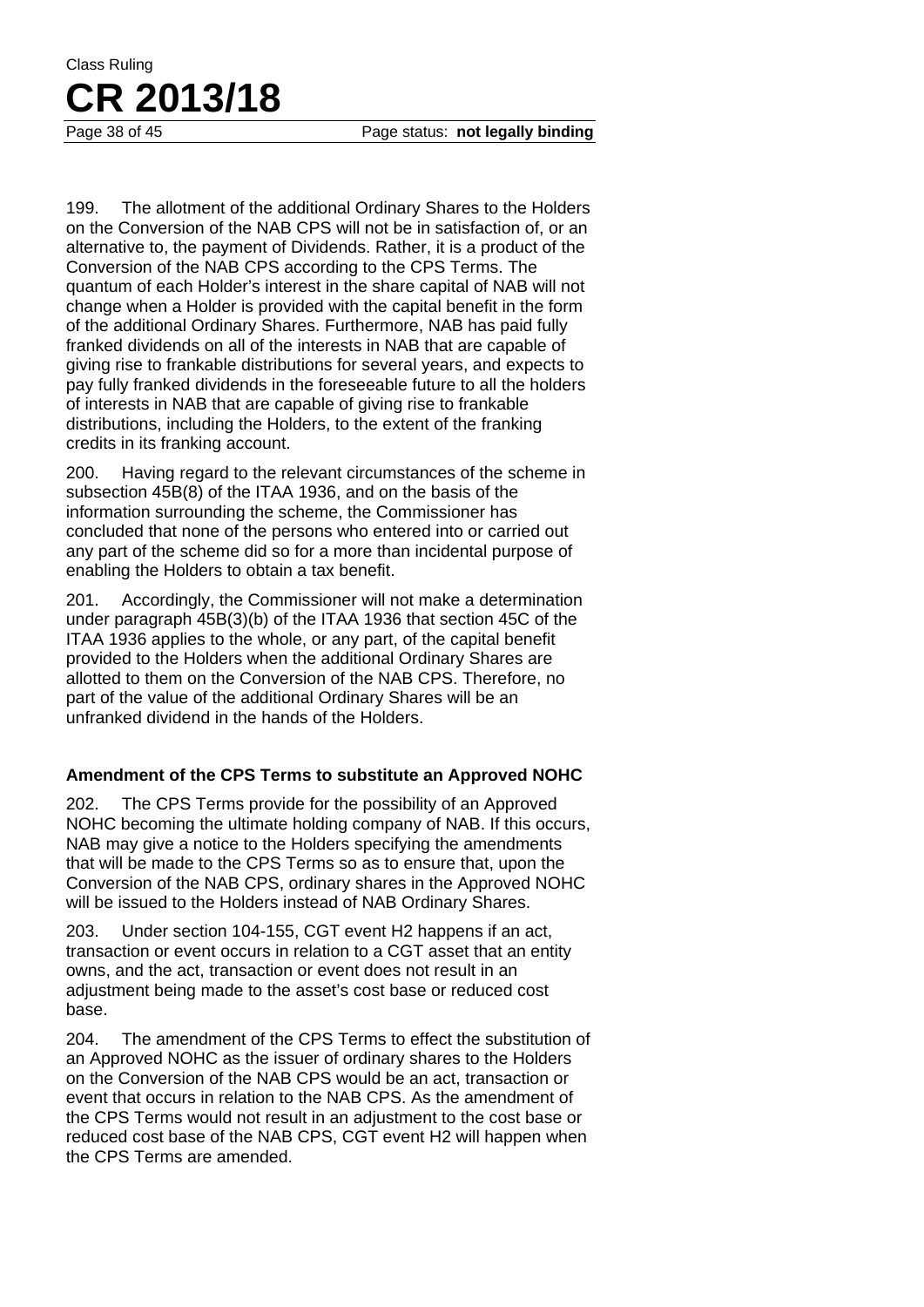199. The allotment of the additional Ordinary Shares to the Holders on the Conversion of the NAB CPS will not be in satisfaction of, or an alternative to, the payment of Dividends. Rather, it is a product of the Conversion of the NAB CPS according to the CPS Terms. The quantum of each Holder's interest in the share capital of NAB will not change when a Holder is provided with the capital benefit in the form of the additional Ordinary Shares. Furthermore, NAB has paid fully franked dividends on all of the interests in NAB that are capable of giving rise to frankable distributions for several years, and expects to pay fully franked dividends in the foreseeable future to all the holders of interests in NAB that are capable of giving rise to frankable distributions, including the Holders, to the extent of the franking credits in its franking account.

200. Having regard to the relevant circumstances of the scheme in subsection 45B(8) of the ITAA 1936, and on the basis of the information surrounding the scheme, the Commissioner has concluded that none of the persons who entered into or carried out any part of the scheme did so for a more than incidental purpose of enabling the Holders to obtain a tax benefit.

201. Accordingly, the Commissioner will not make a determination under paragraph 45B(3)(b) of the ITAA 1936 that section 45C of the ITAA 1936 applies to the whole, or any part, of the capital benefit provided to the Holders when the additional Ordinary Shares are allotted to them on the Conversion of the NAB CPS. Therefore, no part of the value of the additional Ordinary Shares will be an unfranked dividend in the hands of the Holders.

### Amendment of the CPS Terms to substitute an Approved NOHC

202. The CPS Terms provide for the possibility of an Approved NOHC becoming the ultimate holding company of NAB. If this occurs, NAB may give a notice to the Holders specifying the amendments that will be made to the CPS Terms so as to ensure that, upon the Conversion of the NAB CPS, ordinary shares in the Approved NOHC will be issued to the Holders instead of NAB Ordinary Shares.

203. Under section 104-155, CGT event H2 happens if an act, transaction or event occurs in relation to a CGT asset that an entity owns, and the act, transaction or event does not result in an adjustment being made to the asset's cost base or reduced cost base.

204. The amendment of the CPS Terms to effect the substitution of an Approved NOHC as the issuer of ordinary shares to the Holders on the Conversion of the NAB CPS would be an act, transaction or event that occurs in relation to the NAB CPS. As the amendment of the CPS Terms would not result in an adjustment to the cost base or reduced cost base of the NAB CPS, CGT event H2 will happen when the CPS Terms are amended.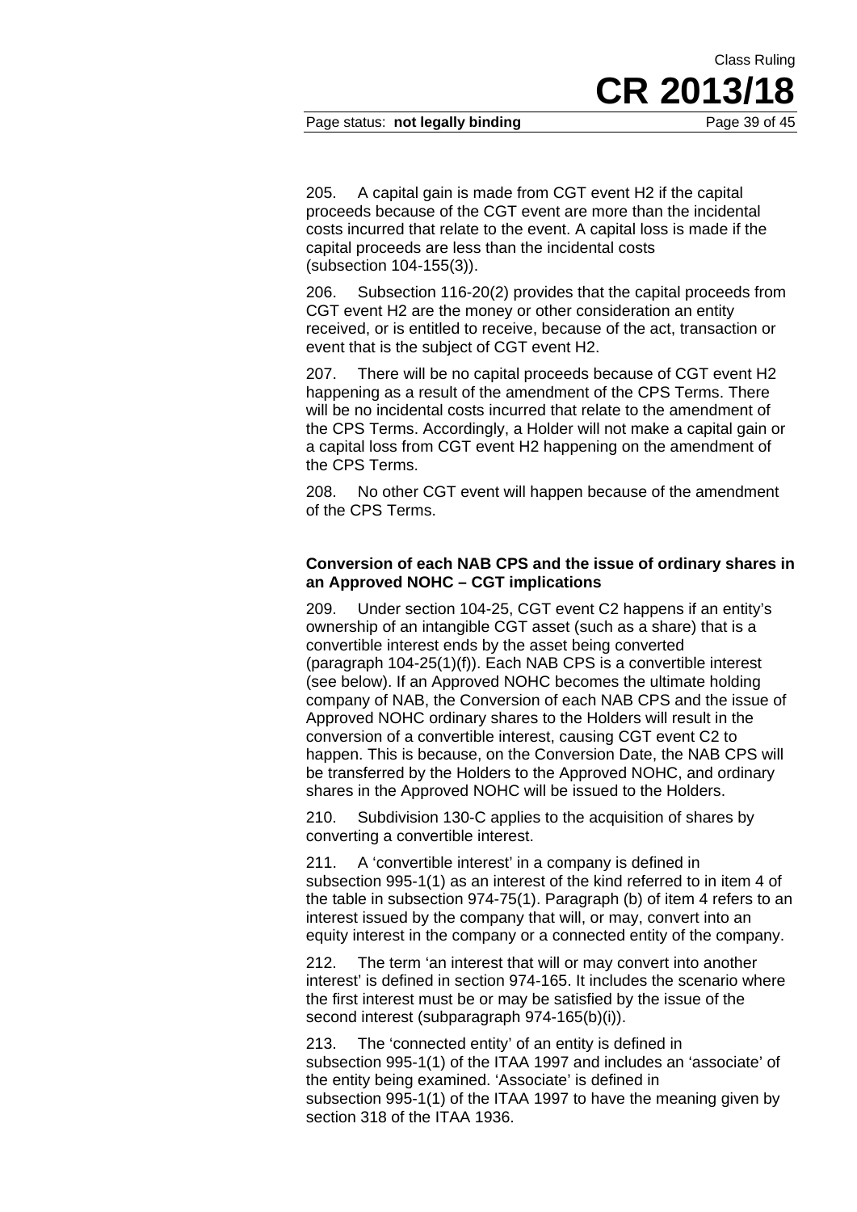205. A capital gain is made from CGT event H2 if the capital proceeds because of the CGT event are more than the incidental costs incurred that relate to the event. A capital loss is made if the capital proceeds are less than the incidental costs (subsection 104-155(3)).

206. Subsection 116-20(2) provides that the capital proceeds from CGT event H2 are the money or other consideration an entity received, or is entitled to receive, because of the act, transaction or event that is the subject of CGT event H2.

207. There will be no capital proceeds because of CGT event H2 happening as a result of the amendment of the CPS Terms. There will be no incidental costs incurred that relate to the amendment of the CPS Terms. Accordingly, a Holder will not make a capital gain or a capital loss from CGT event H2 happening on the amendment of the CPS Terms.

208. No other CGT event will happen because of the amendment of the CPS Terms.

**Conversion of each NAB CPS and the issue of ordinary shares in an Approved NOHC – CGT implications**

209. Under section 104-25, CGT event C2 happens if an entity's ownership of an intangible CGT asset (such as a share) that is a convertible interest ends by the asset being converted (paragraph 104-25(1)(f)). Each NAB CPS is a convertible interest (see below). If an Approved NOHC becomes the ultimate holding company of NAB, the Conversion of each NAB CPS and the issue of Approved NOHC ordinary shares to the Holders will result in the conversion of a convertible interest, causing CGT event C2 to happen. This is because, on the Conversion Date, the NAB CPS will be transferred by the Holders to the Approved NOHC, and ordinary shares in the Approved NOHC will be issued to the Holders.

210. Subdivision 130-C applies to the acquisition of shares by converting a convertible interest.

211. A 'convertible interest' in a company is defined in subsection 995-1(1) as an interest of the kind referred to in item 4 of the table in subsection 974-75(1). Paragraph (b) of item 4 refers to an interest issued by the company that will, or may, convert into an equity interest in the company or a connected entity of the company.

212. The term 'an interest that will or may convert into another interest' is defined in section 974-165. It includes the scenario where the first interest must be or may be satisfied by the issue of the second interest (subparagraph 974-165(b)(i)).

213. The 'connected entity' of an entity is defined in subsection 995-1(1) of the ITAA 1997 and includes an 'associate' of the entity being examined. 'Associate' is defined in subsection 995-1(1) of the ITAA 1997 to have the meaning given by section 318 of the ITAA 1936.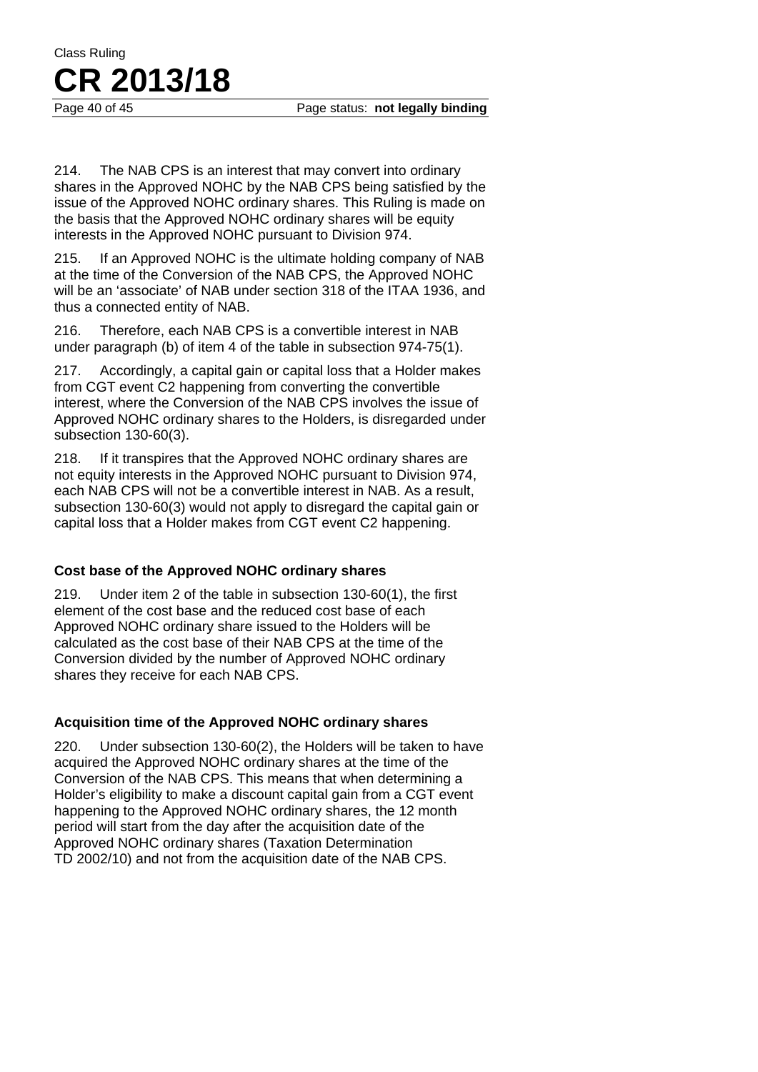214. The NAB CPS is an interest that may convert into ordinary shares in the Approved NOHC by the NAB CPS being satisfied by the issue of the Approved NOHC ordinary shares. This Ruling is made on the basis that the Approved NOHC ordinary shares will be equity interests in the Approved NOHC pursuant to Division 974.

215. If an Approved NOHC is the ultimate holding company of NAB at the time of the Conversion of the NAB CPS, the Approved NOHC will be an 'associate' of NAB under section 318 of the ITAA 1936, and thus a connected entity of NAB.

216. Therefore, each NAB CPS is a convertible interest in NAB under paragraph (b) of item 4 of the table in subsection 974-75(1).

217. Accordingly, a capital gain or capital loss that a Holder makes from CGT event C2 happening from converting the convertible interest, where the Conversion of the NAB CPS involves the issue of Approved NOHC ordinary shares to the Holders, is disregarded under subsection 130-60(3).

218. If it transpires that the Approved NOHC ordinary shares are not equity interests in the Approved NOHC pursuant to Division 974, each NAB CPS will not be a convertible interest in NAB. As a result, subsection 130-60(3) would not apply to disregard the capital gain or capital loss that a Holder makes from CGT event C2 happening.

### Cost base of the Approved NOHC ordinary shares

219. Under item 2 of the table in subsection 130-60(1), the first element of the cost base and the reduced cost base of each Approved NOHC ordinary share issued to the Holders will be calculated as the cost base of their NAB CPS at the time of the Conversion divided by the number of Approved NOHC ordinary shares they receive for each NAB CPS.

### Acquisition time of the Approved NOHC ordinary shares

220. Under subsection 130-60(2), the Holders will be taken to have acquired the Approved NOHC ordinary shares at the time of the Conversion of the NAB CPS. This means that when determining a Holder's eligibility to make a discount capital gain from a CGT event happening to the Approved NOHC ordinary shares, the 12 month period will start from the day after the acquisition date of the Approved NOHC ordinary shares (Taxation Determination TD 2002/10) and not from the acquisition date of the NAB CPS.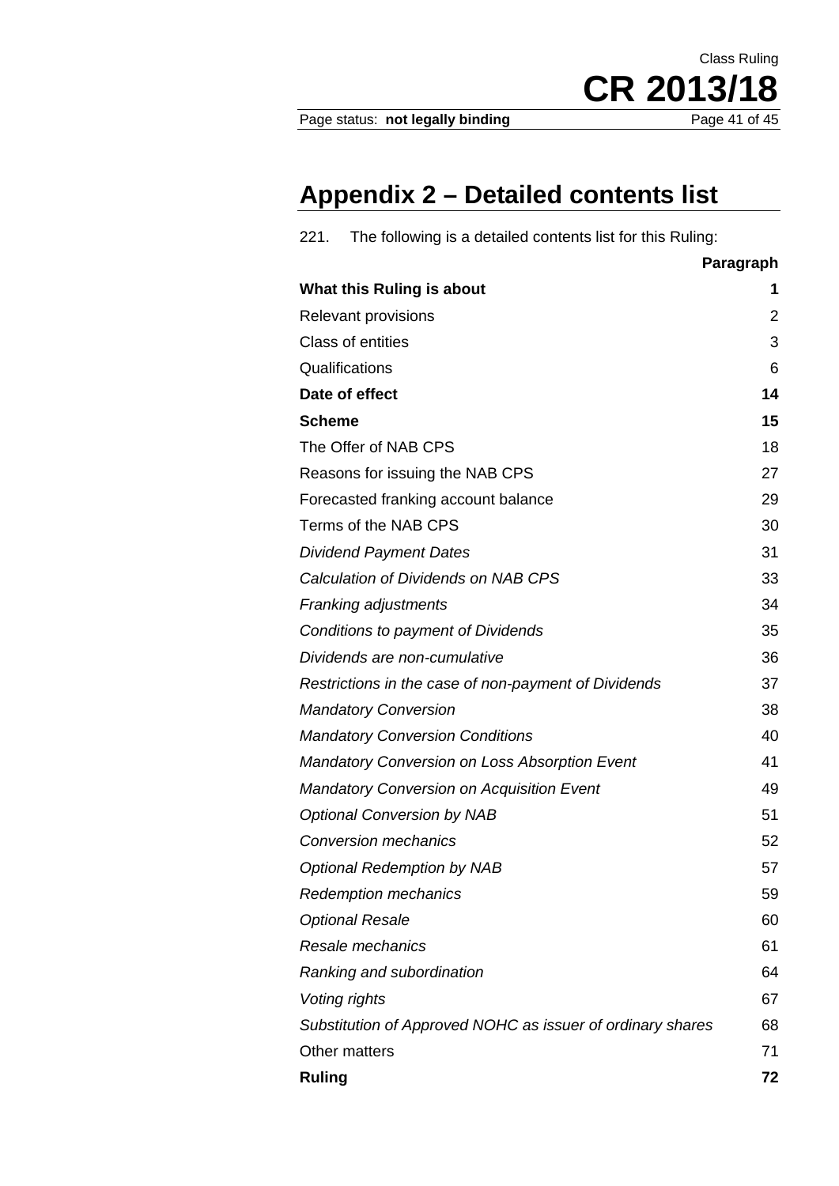## Appendix 2 – Detailed contents list

221. The following is a detailed contents list for this Ruling:

| | Paragraph |
|---|---|
| **What this Ruling is about** | **1** |
| Relevant provisions | 2 |
| Class of entities | 3 |
| Qualifications | 6 |
| **Date of effect** | **14** |
| **Scheme** | **15** |
| The Offer of NAB CPS | 18 |
| Reasons for issuing the NAB CPS | 27 |
| Forecasted franking account balance | 29 |
| Terms of the NAB CPS | 30 |
| *Dividend Payment Dates* | 31 |
| *Calculation of Dividends on NAB CPS* | 33 |
| *Franking adjustments* | 34 |
| *Conditions to payment of Dividends* | 35 |
| *Dividends are non-cumulative* | 36 |
| *Restrictions in the case of non-payment of Dividends* | 37 |
| *Mandatory Conversion* | 38 |
| *Mandatory Conversion Conditions* | 40 |
| *Mandatory Conversion on Loss Absorption Event* | 41 |
| *Mandatory Conversion on Acquisition Event* | 49 |
| *Optional Conversion by NAB* | 51 |
| *Conversion mechanics* | 52 |
| *Optional Redemption by NAB* | 57 |
| *Redemption mechanics* | 59 |
| *Optional Resale* | 60 |
| *Resale mechanics* | 61 |
| *Ranking and subordination* | 64 |
| *Voting rights* | 67 |
| *Substitution of Approved NOHC as issuer of ordinary shares* | 68 |
| Other matters | 71 |
| **Ruling** | **72** |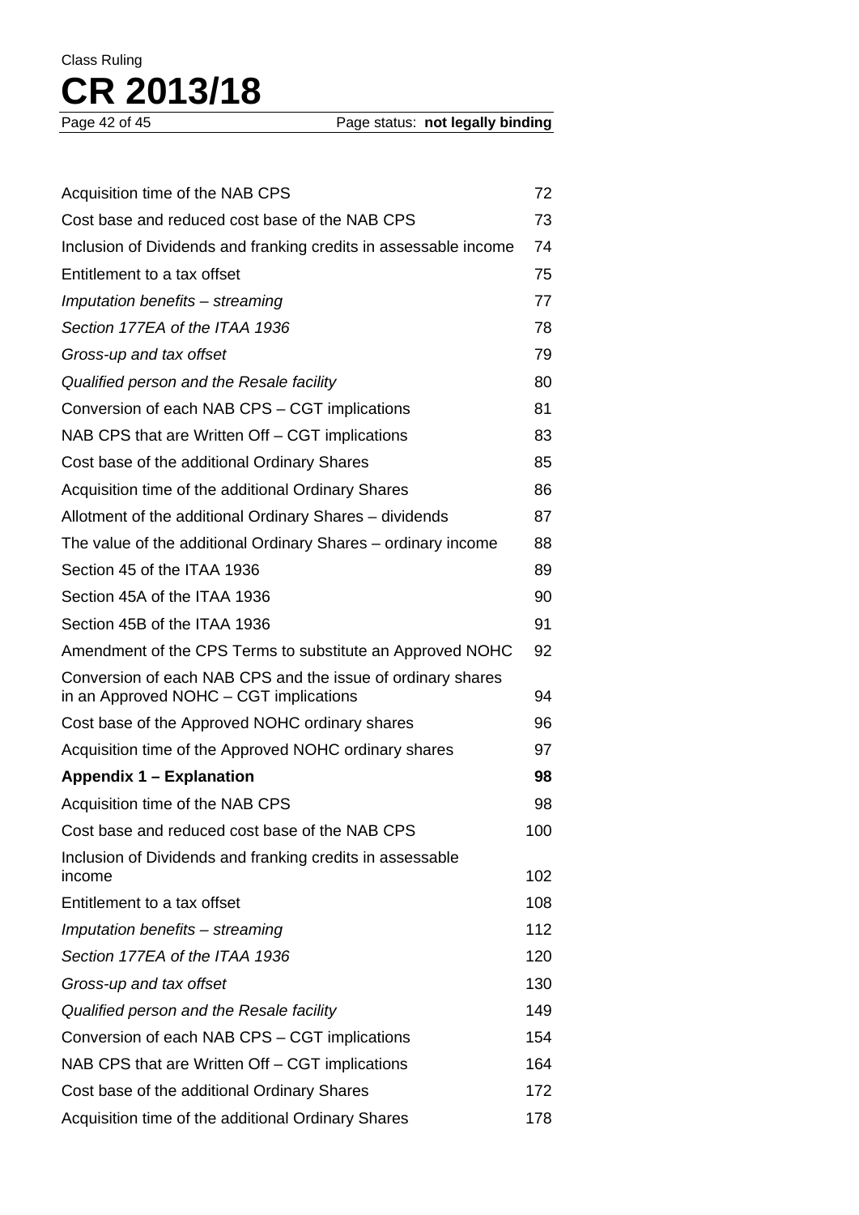| | |
|---|---|
| Acquisition time of the NAB CPS | 72 |
| Cost base and reduced cost base of the NAB CPS | 73 |
| Inclusion of Dividends and franking credits in assessable income | 74 |
| Entitlement to a tax offset | 75 |
| *Imputation benefits – streaming* | 77 |
| *Section 177EA of the ITAA 1936* | 78 |
| *Gross-up and tax offset* | 79 |
| *Qualified person and the Resale facility* | 80 |
| Conversion of each NAB CPS – CGT implications | 81 |
| NAB CPS that are Written Off – CGT implications | 83 |
| Cost base of the additional Ordinary Shares | 85 |
| Acquisition time of the additional Ordinary Shares | 86 |
| Allotment of the additional Ordinary Shares – dividends | 87 |
| The value of the additional Ordinary Shares – ordinary income | 88 |
| Section 45 of the ITAA 1936 | 89 |
| Section 45A of the ITAA 1936 | 90 |
| Section 45B of the ITAA 1936 | 91 |
| Amendment of the CPS Terms to substitute an Approved NOHC | 92 |
| Conversion of each NAB CPS and the issue of ordinary shares in an Approved NOHC – CGT implications | 94 |
| Cost base of the Approved NOHC ordinary shares | 96 |
| Acquisition time of the Approved NOHC ordinary shares | 97 |
| **Appendix 1 – Explanation** | **98** |
| Acquisition time of the NAB CPS | 98 |
| Cost base and reduced cost base of the NAB CPS | 100 |
| Inclusion of Dividends and franking credits in assessable income | 102 |
| Entitlement to a tax offset | 108 |
| *Imputation benefits – streaming* | 112 |
| *Section 177EA of the ITAA 1936* | 120 |
| *Gross-up and tax offset* | 130 |
| *Qualified person and the Resale facility* | 149 |
| Conversion of each NAB CPS – CGT implications | 154 |
| NAB CPS that are Written Off – CGT implications | 164 |
| Cost base of the additional Ordinary Shares | 172 |
| Acquisition time of the additional Ordinary Shares | 178 |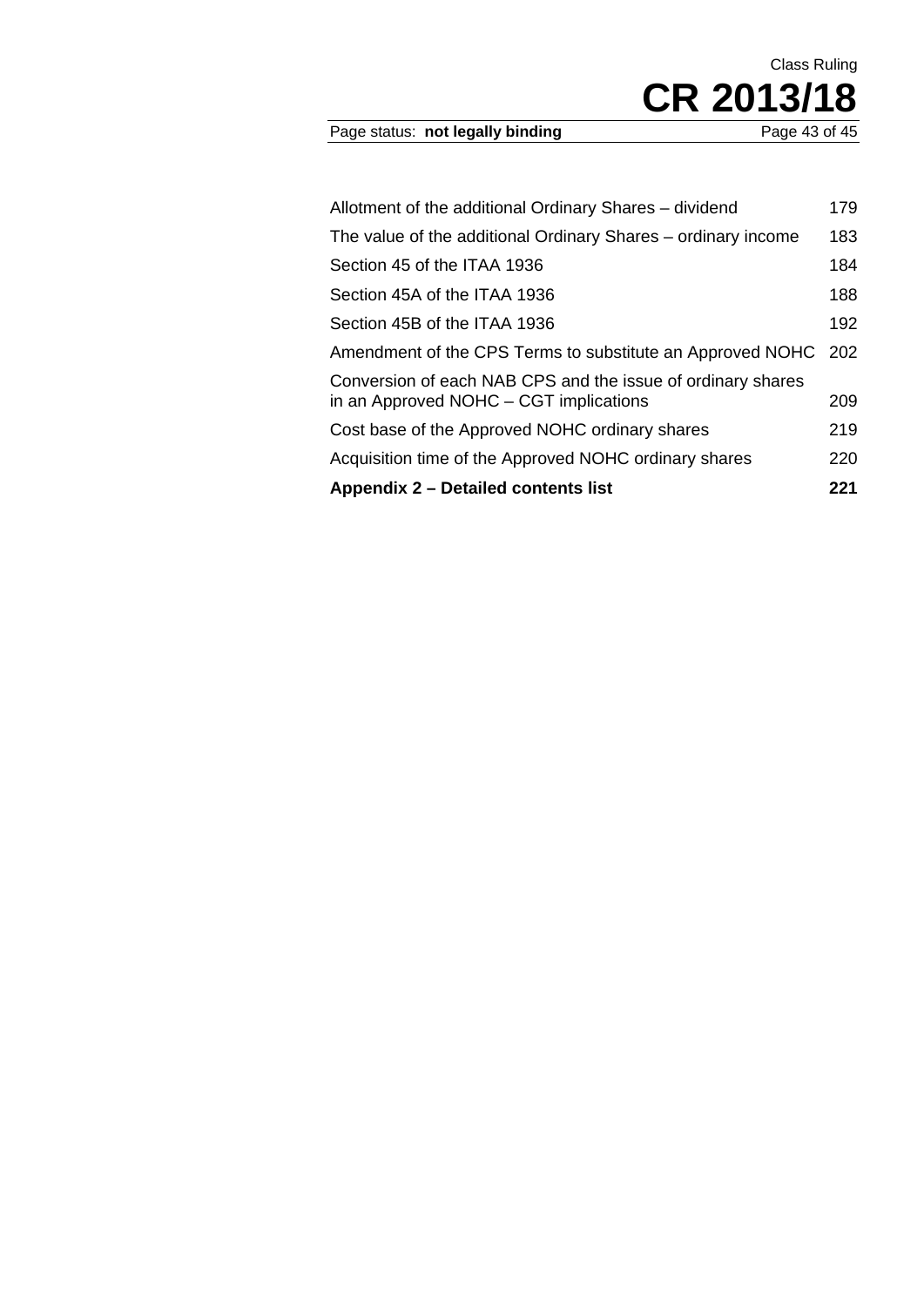| | |
|---|---|
| Allotment of the additional Ordinary Shares – dividend | 179 |
| The value of the additional Ordinary Shares – ordinary income | 183 |
| Section 45 of the ITAA 1936 | 184 |
| Section 45A of the ITAA 1936 | 188 |
| Section 45B of the ITAA 1936 | 192 |
| Amendment of the CPS Terms to substitute an Approved NOHC | 202 |
| Conversion of each NAB CPS and the issue of ordinary shares in an Approved NOHC – CGT implications | 209 |
| Cost base of the Approved NOHC ordinary shares | 219 |
| Acquisition time of the Approved NOHC ordinary shares | 220 |
| **Appendix 2 – Detailed contents list** | **221** |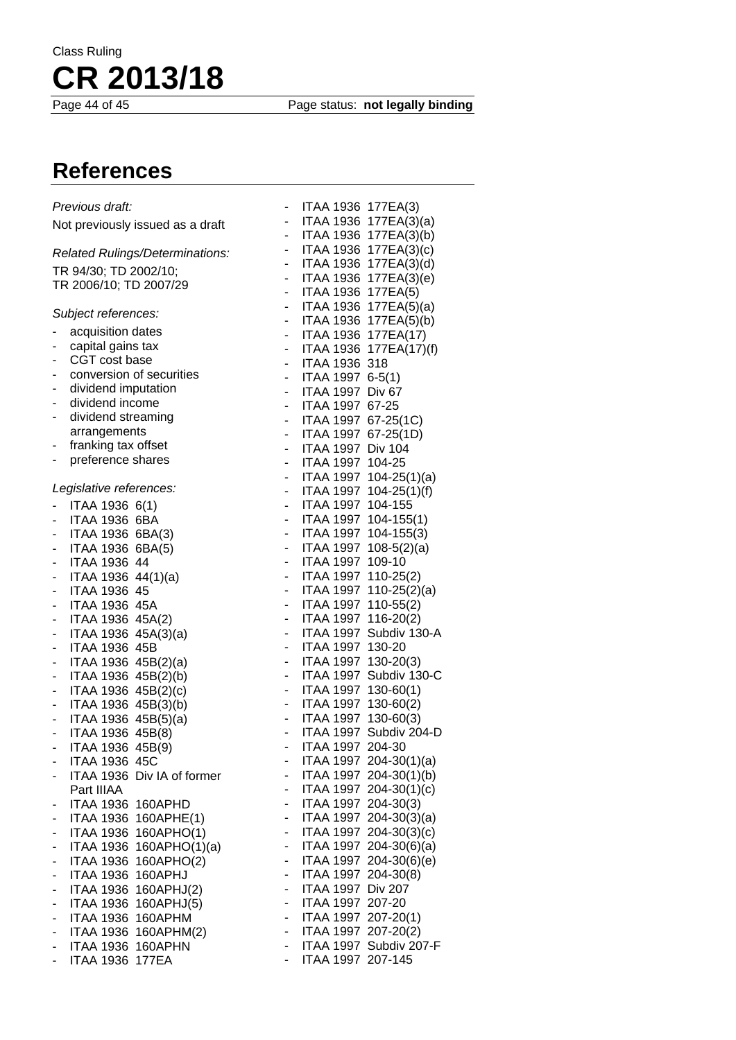## References

*Previous draft:*

Not previously issued as a draft

*Related Rulings/Determinations:*

TR 94/30; TD 2002/10; TR 2006/10; TD 2007/29

*Subject references:*

- acquisition dates
- capital gains tax
- CGT cost base
- conversion of securities
- dividend imputation
- dividend income
- dividend streaming arrangements
- franking tax offset
- preference shares

*Legislative references:*

- ITAA 1936 6(1)
- ITAA 1936 6BA
- ITAA 1936 6BA(3)
- ITAA 1936 6BA(5)
- ITAA 1936 44
- ITAA 1936 44(1)(a)
- ITAA 1936 45
- ITAA 1936 45A
- ITAA 1936 45A(2)
- ITAA 1936 45A(3)(a)
- ITAA 1936 45B
- ITAA 1936 45B(2)(a)
- ITAA 1936 45B(2)(b)
- ITAA 1936 45B(2)(c)
- ITAA 1936 45B(3)(b)
- ITAA 1936 45B(5)(a)
- ITAA 1936 45B(8)
- ITAA 1936 45B(9)
- ITAA 1936 45C
- ITAA 1936 Div IA of former Part IIIAA
- ITAA 1936 160APHD
- ITAA 1936 160APHE(1)
- ITAA 1936 160APHO(1)
- ITAA 1936 160APHO(1)(a)
- ITAA 1936 160APHO(2)
- ITAA 1936 160APHJ
- ITAA 1936 160APHJ(2)
- ITAA 1936 160APHJ(5)
- ITAA 1936 160APHM
- ITAA 1936 160APHM(2)
- ITAA 1936 160APHN
- ITAA 1936 177EA
- ITAA 1936 177EA(3)
- ITAA 1936 177EA(3)(a)
- ITAA 1936 177EA(3)(b)
- ITAA 1936 177EA(3)(c)
- ITAA 1936 177EA(3)(d)
- ITAA 1936 177EA(3)(e)
- ITAA 1936 177EA(5)
- ITAA 1936 177EA(5)(a)
- ITAA 1936 177EA(5)(b)
- ITAA 1936 177EA(17)
- ITAA 1936 177EA(17)(f)
- ITAA 1936 318
- ITAA 1997 6-5(1)
- ITAA 1997 Div 67
- ITAA 1997 67-25
- ITAA 1997 67-25(1C)
- ITAA 1997 67-25(1D)
- ITAA 1997 Div 104
- ITAA 1997 104-25
- ITAA 1997 104-25(1)(a)
- ITAA 1997 104-25(1)(f)
- ITAA 1997 104-155
- ITAA 1997 104-155(1)
- ITAA 1997 104-155(3)
- ITAA 1997 108-5(2)(a)
- ITAA 1997 109-10
- ITAA 1997 110-25(2)
- ITAA 1997 110-25(2)(a)
- ITAA 1997 110-55(2)
- ITAA 1997 116-20(2)
- ITAA 1997 Subdiv 130-A
- ITAA 1997 130-20
- ITAA 1997 130-20(3)
- ITAA 1997 Subdiv 130-C
- ITAA 1997 130-60(1)
- ITAA 1997 130-60(2)
- ITAA 1997 130-60(3)
- ITAA 1997 Subdiv 204-D
- ITAA 1997 204-30
- ITAA 1997 204-30(1)(a)
- ITAA 1997 204-30(1)(b)
- ITAA 1997 204-30(1)(c)
- ITAA 1997 204-30(3)
- ITAA 1997 204-30(3)(a)
- ITAA 1997 204-30(3)(c)
- ITAA 1997 204-30(6)(a)
- ITAA 1997 204-30(6)(e)
- ITAA 1997 204-30(8)
- ITAA 1997 Div 207
- ITAA 1997 207-20
- ITAA 1997 207-20(1)
- ITAA 1997 207-20(2)
- ITAA 1997 Subdiv 207-F
- ITAA 1997 207-145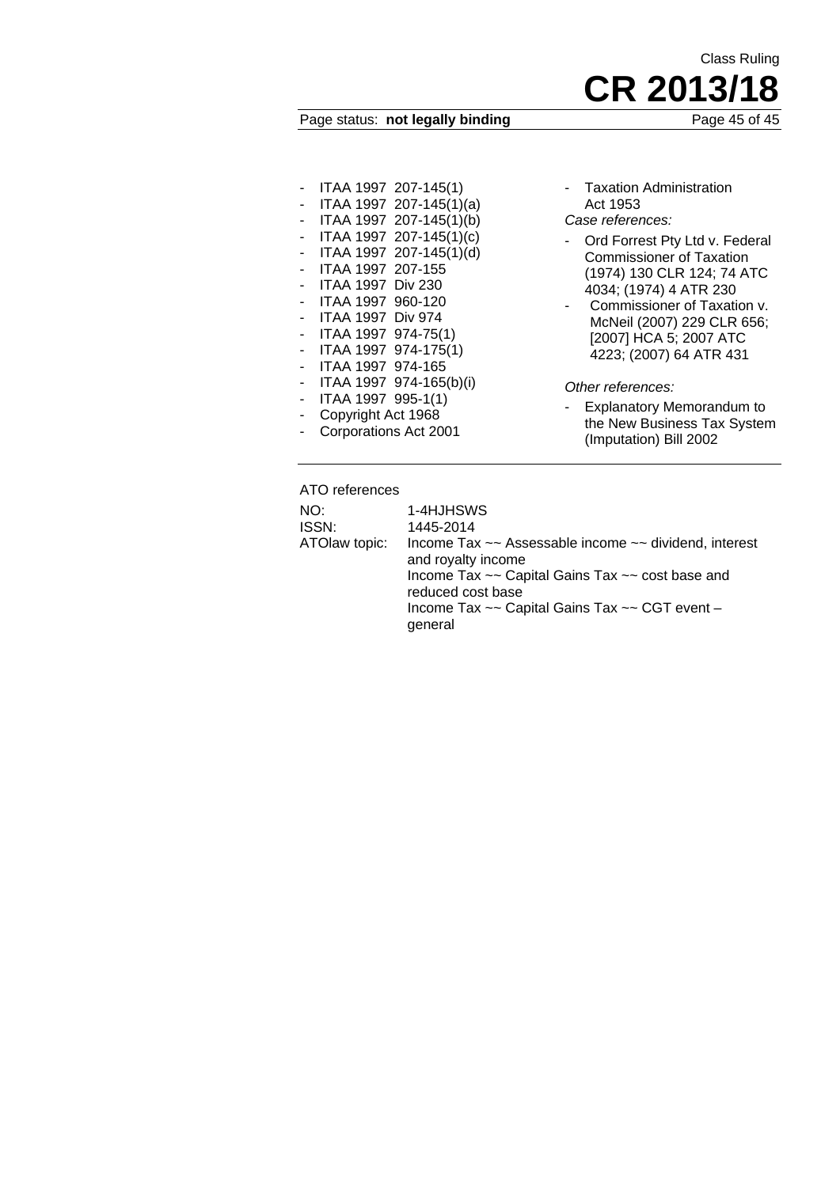- ITAA 1997 207-145(1)
- ITAA 1997 207-145(1)(a)
- ITAA 1997 207-145(1)(b)
- ITAA 1997 207-145(1)(c)
- ITAA 1997 207-145(1)(d)
- ITAA 1997 207-155
- ITAA 1997 Div 230
- ITAA 1997 960-120
- ITAA 1997 Div 974
- ITAA 1997 974-75(1)
- ITAA 1997 974-175(1)
- ITAA 1997 974-165
- ITAA 1997 974-165(b)(i)
- ITAA 1997 995-1(1)
- Copyright Act 1968
- Corporations Act 2001
- Taxation Administration Act 1953

*Case references:*

- Ord Forrest Pty Ltd v. Federal Commissioner of Taxation (1974) 130 CLR 124; 74 ATC 4034; (1974) 4 ATR 230
- Commissioner of Taxation v. McNeil (2007) 229 CLR 656; [2007] HCA 5; 2007 ATC 4223; (2007) 64 ATR 431

*Other references:*

- Explanatory Memorandum to the New Business Tax System (Imputation) Bill 2002

ATO references

| | |
|---|---|
| NO: | 1-4HJHSWS |
| ISSN: | 1445-2014 |
| ATOlaw topic: | Income Tax ~~ Assessable income ~~ dividend, interest and royalty income<br>Income Tax ~~ Capital Gains Tax ~~ cost base and reduced cost base<br>Income Tax ~~ Capital Gains Tax ~~ CGT event – general |